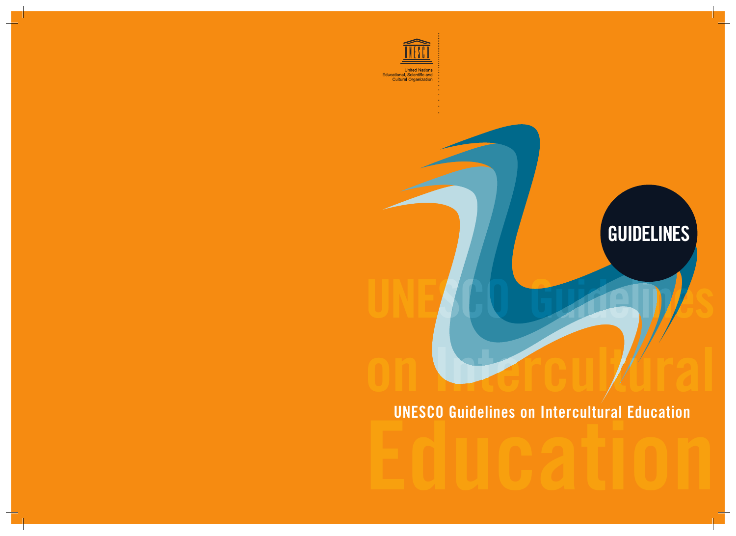United Nations
Educational, Scientific and
Cultural Organization

GUIDELINES

# UNESCO Guidelines on Intercultural Education

UNESCO Guidelines on Intercultural Education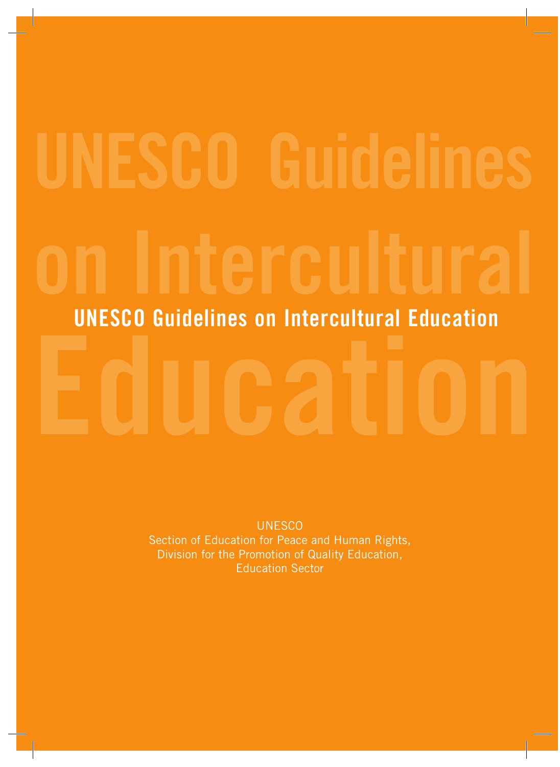# UNESCO Guidelines on Intercultural Education

UNESCO
Section of Education for Peace and Human Rights,
Division for the Promotion of Quality Education,
Education Sector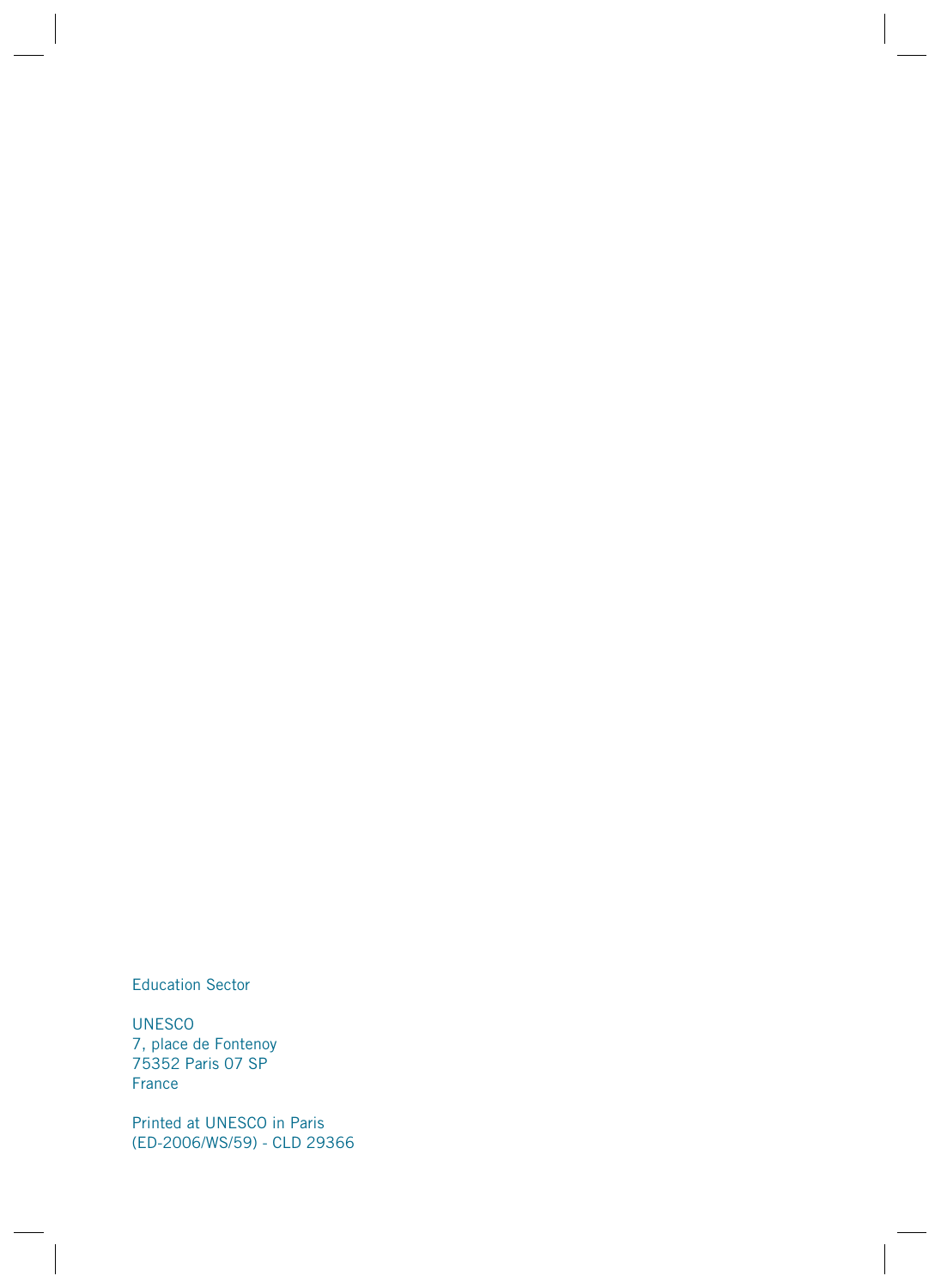Education Sector

UNESCO
7, place de Fontenoy
75352 Paris 07 SP
France

Printed at UNESCO in Paris
(ED-2006/WS/59) - CLD 29366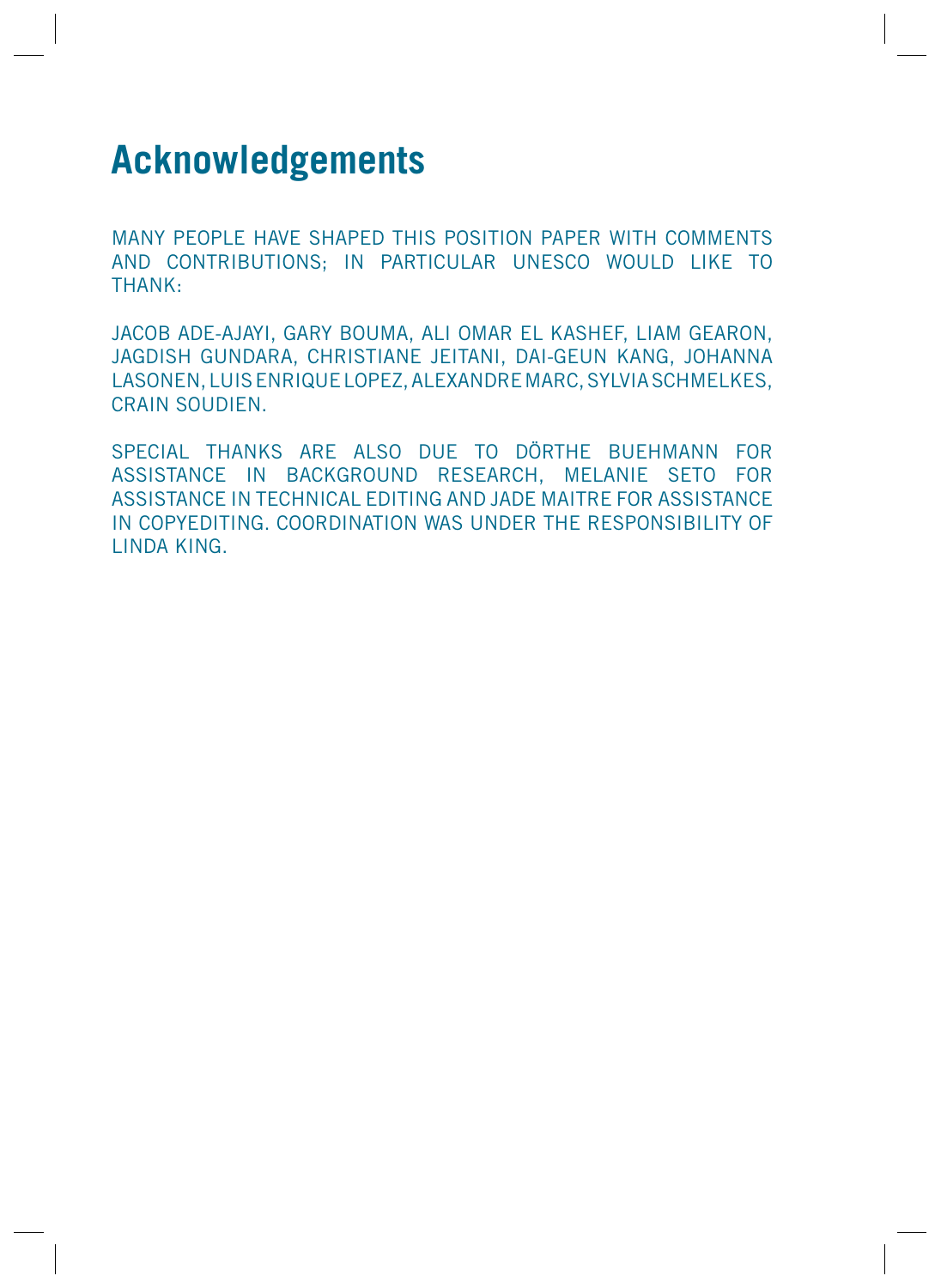# Acknowledgements

MANY PEOPLE HAVE SHAPED THIS POSITION PAPER WITH COMMENTS AND CONTRIBUTIONS; IN PARTICULAR UNESCO WOULD LIKE TO THANK:

JACOB ADE-AJAYI, GARY BOUMA, ALI OMAR EL KASHEF, LIAM GEARON, JAGDISH GUNDARA, CHRISTIANE JEITANI, DAI-GEUN KANG, JOHANNA LASONEN, LUIS ENRIQUE LOPEZ, ALEXANDRE MARC, SYLVIA SCHMELKES, CRAIN SOUDIEN.

SPECIAL THANKS ARE ALSO DUE TO DÖRTHE BUEHMANN FOR ASSISTANCE IN BACKGROUND RESEARCH, MELANIE SETO FOR ASSISTANCE IN TECHNICAL EDITING AND JADE MAITRE FOR ASSISTANCE IN COPYEDITING. COORDINATION WAS UNDER THE RESPONSIBILITY OF LINDA KING.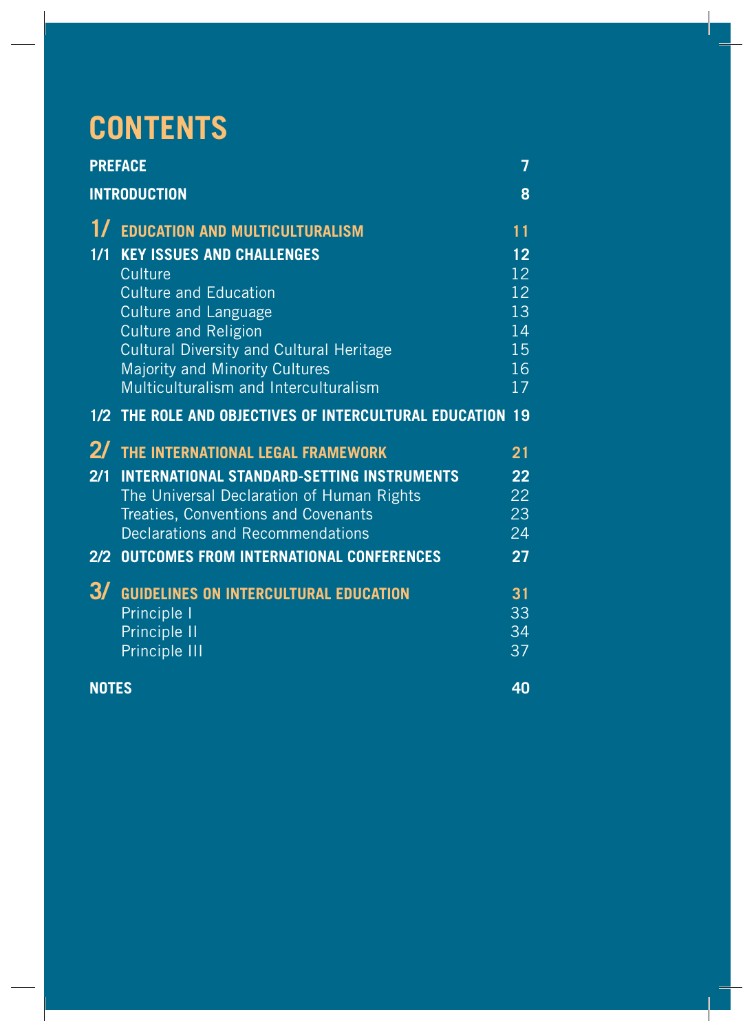# CONTENTS

| | | |
|---|---|---|
| **PREFACE** | | **7** |
| **INTRODUCTION** | | **8** |
| **1/** | **EDUCATION AND MULTICULTURALISM** | **11** |
| **1/1** | **KEY ISSUES AND CHALLENGES** | **12** |
| | Culture | 12 |
| | Culture and Education | 12 |
| | Culture and Language | 13 |
| | Culture and Religion | 14 |
| | Cultural Diversity and Cultural Heritage | 15 |
| | Majority and Minority Cultures | 16 |
| | Multiculturalism and Interculturalism | 17 |
| **1/2** | **THE ROLE AND OBJECTIVES OF INTERCULTURAL EDUCATION** | **19** |
| **2/** | **THE INTERNATIONAL LEGAL FRAMEWORK** | **21** |
| **2/1** | **INTERNATIONAL STANDARD-SETTING INSTRUMENTS** | **22** |
| | The Universal Declaration of Human Rights | 22 |
| | Treaties, Conventions and Covenants | 23 |
| | Declarations and Recommendations | 24 |
| **2/2** | **OUTCOMES FROM INTERNATIONAL CONFERENCES** | **27** |
| **3/** | **GUIDELINES ON INTERCULTURAL EDUCATION** | **31** |
| | Principle I | 33 |
| | Principle II | 34 |
| | Principle III | 37 |
| **NOTES** | | **40** |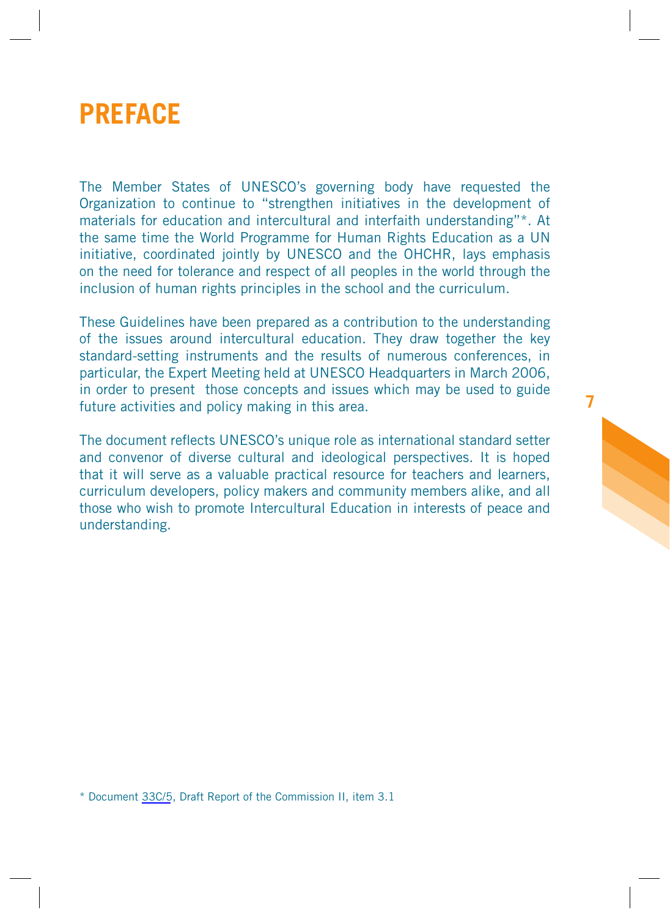# PREFACE

The Member States of UNESCO's governing body have requested the Organization to continue to "strengthen initiatives in the development of materials for education and intercultural and interfaith understanding"*. At the same time the World Programme for Human Rights Education as a UN initiative, coordinated jointly by UNESCO and the OHCHR, lays emphasis on the need for tolerance and respect of all peoples in the world through the inclusion of human rights principles in the school and the curriculum.

These Guidelines have been prepared as a contribution to the understanding of the issues around intercultural education. They draw together the key standard-setting instruments and the results of numerous conferences, in particular, the Expert Meeting held at UNESCO Headquarters in March 2006, in order to present those concepts and issues which may be used to guide future activities and policy making in this area.

The document reflects UNESCO's unique role as international standard setter and convenor of diverse cultural and ideological perspectives. It is hoped that it will serve as a valuable practical resource for teachers and learners, curriculum developers, policy makers and community members alike, and all those who wish to promote Intercultural Education in interests of peace and understanding.

* Document 33C/5, Draft Report of the Commission II, item 3.1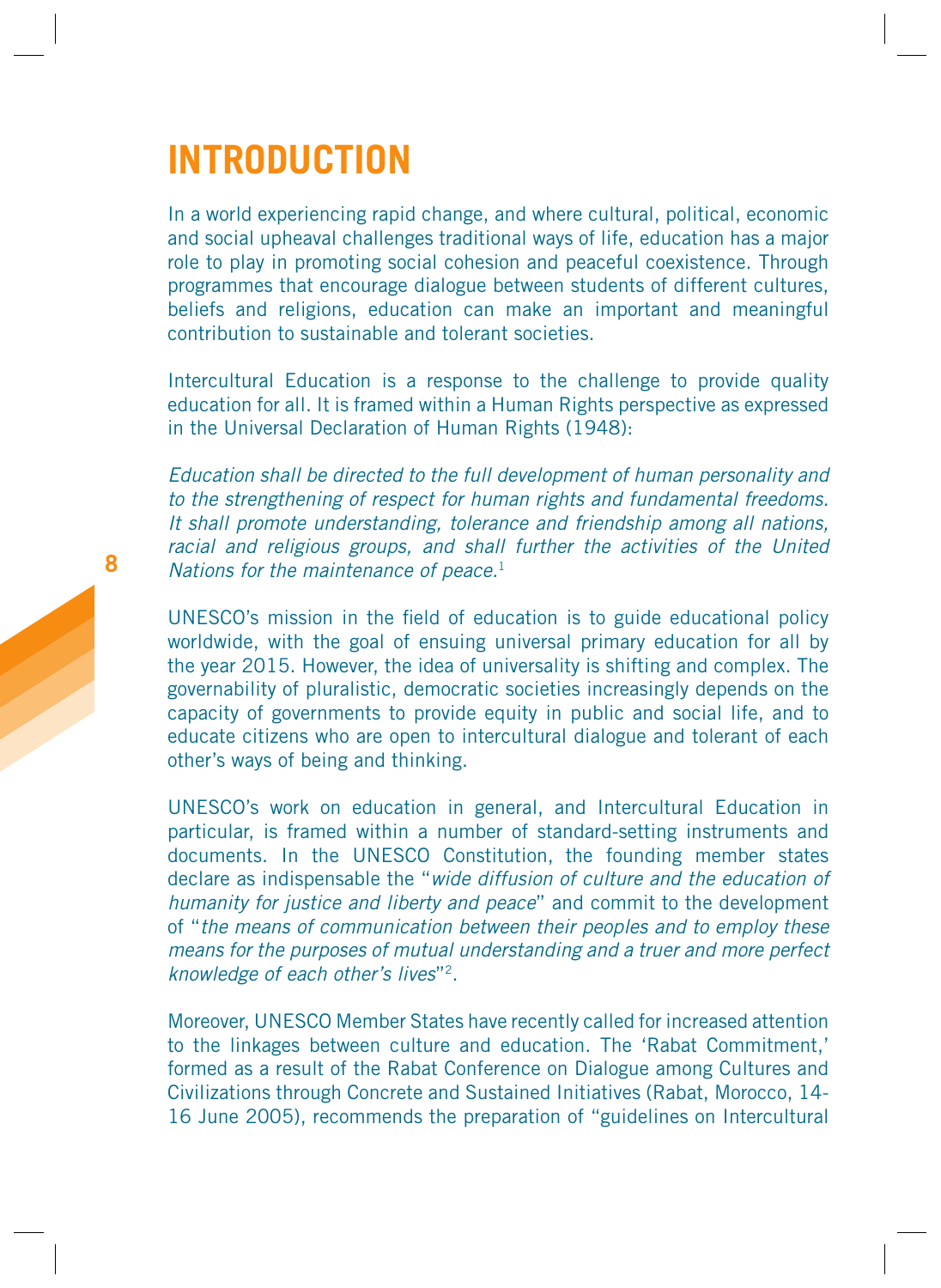# INTRODUCTION

In a world experiencing rapid change, and where cultural, political, economic and social upheaval challenges traditional ways of life, education has a major role to play in promoting social cohesion and peaceful coexistence. Through programmes that encourage dialogue between students of different cultures, beliefs and religions, education can make an important and meaningful contribution to sustainable and tolerant societies.

Intercultural Education is a response to the challenge to provide quality education for all. It is framed within a Human Rights perspective as expressed in the Universal Declaration of Human Rights (1948):

*Education shall be directed to the full development of human personality and to the strengthening of respect for human rights and fundamental freedoms. It shall promote understanding, tolerance and friendship among all nations, racial and religious groups, and shall further the activities of the United Nations for the maintenance of peace.*[1]

UNESCO's mission in the field of education is to guide educational policy worldwide, with the goal of ensuing universal primary education for all by the year 2015. However, the idea of universality is shifting and complex. The governability of pluralistic, democratic societies increasingly depends on the capacity of governments to provide equity in public and social life, and to educate citizens who are open to intercultural dialogue and tolerant of each other's ways of being and thinking.

UNESCO's work on education in general, and Intercultural Education in particular, is framed within a number of standard-setting instruments and documents. In the UNESCO Constitution, the founding member states declare as indispensable the "*wide diffusion of culture and the education of humanity for justice and liberty and peace*" and commit to the development of "*the means of communication between their peoples and to employ these means for the purposes of mutual understanding and a truer and more perfect knowledge of each other's lives*"[2].

Moreover, UNESCO Member States have recently called for increased attention to the linkages between culture and education. The 'Rabat Commitment,' formed as a result of the Rabat Conference on Dialogue among Cultures and Civilizations through Concrete and Sustained Initiatives (Rabat, Morocco, 14-16 June 2005), recommends the preparation of "guidelines on Intercultural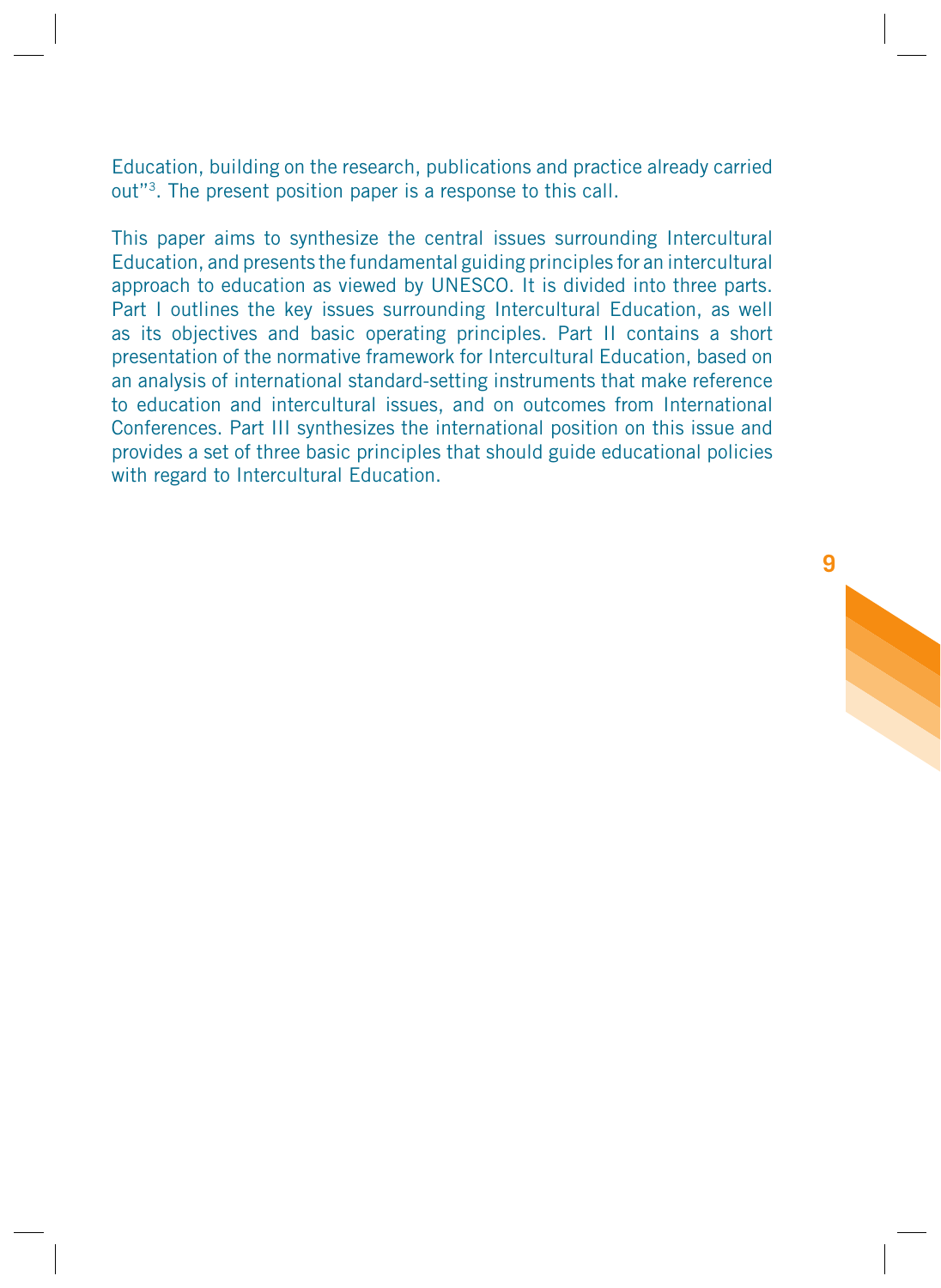Education, building on the research, publications and practice already carried out"[3]. The present position paper is a response to this call.

This paper aims to synthesize the central issues surrounding Intercultural Education, and presents the fundamental guiding principles for an intercultural approach to education as viewed by UNESCO. It is divided into three parts. Part I outlines the key issues surrounding Intercultural Education, as well as its objectives and basic operating principles. Part II contains a short presentation of the normative framework for Intercultural Education, based on an analysis of international standard-setting instruments that make reference to education and intercultural issues, and on outcomes from International Conferences. Part III synthesizes the international position on this issue and provides a set of three basic principles that should guide educational policies with regard to Intercultural Education.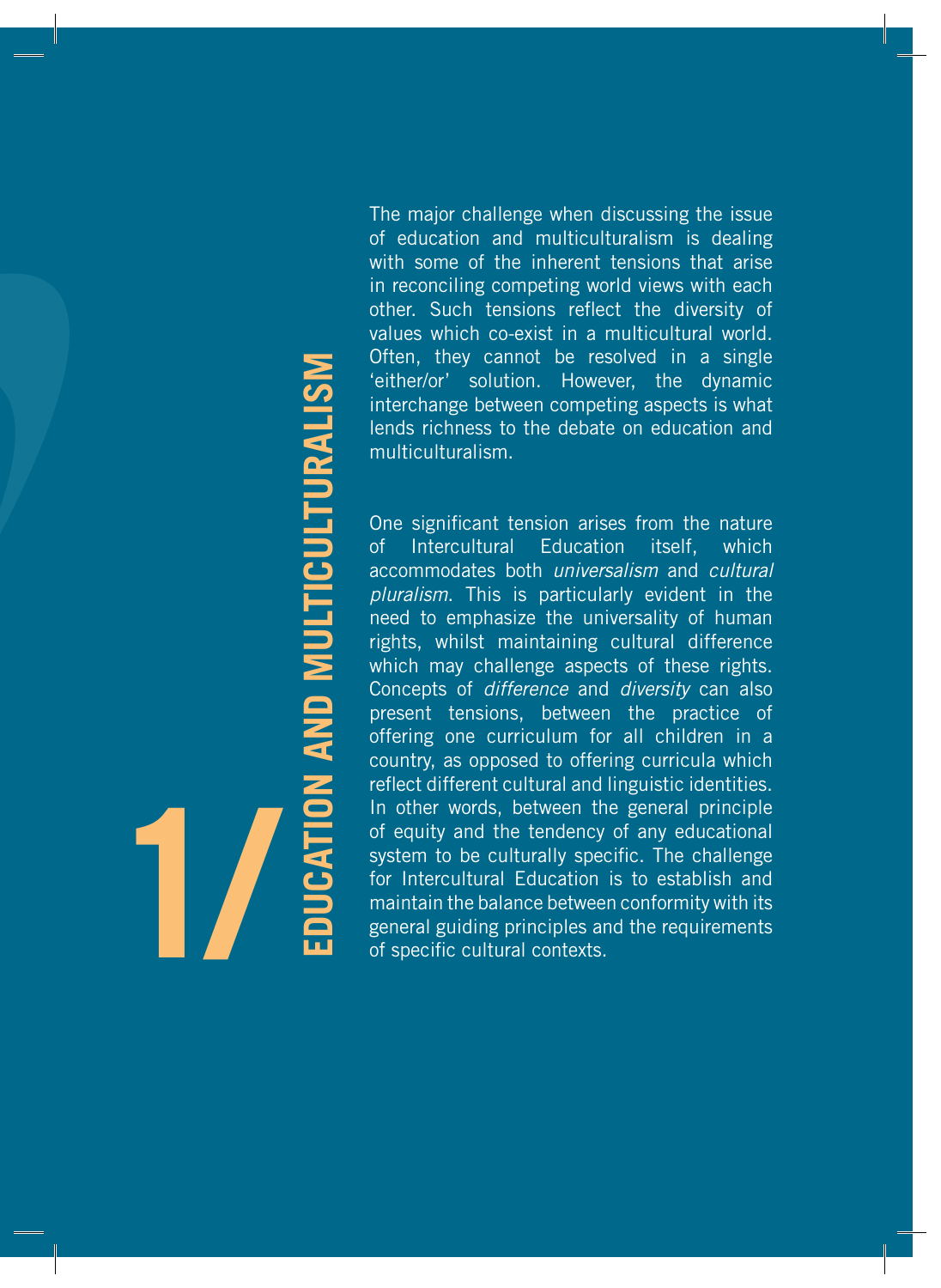# 1/ EDUCATION AND MULTICULTURALISM

The major challenge when discussing the issue of education and multiculturalism is dealing with some of the inherent tensions that arise in reconciling competing world views with each other. Such tensions reflect the diversity of values which co-exist in a multicultural world. Often, they cannot be resolved in a single 'either/or' solution. However, the dynamic interchange between competing aspects is what lends richness to the debate on education and multiculturalism.

One significant tension arises from the nature of Intercultural Education itself, which accommodates both *universalism* and *cultural pluralism*. This is particularly evident in the need to emphasize the universality of human rights, whilst maintaining cultural difference which may challenge aspects of these rights. Concepts of *difference* and *diversity* can also present tensions, between the practice of offering one curriculum for all children in a country, as opposed to offering curricula which reflect different cultural and linguistic identities. In other words, between the general principle of equity and the tendency of any educational system to be culturally specific. The challenge for Intercultural Education is to establish and maintain the balance between conformity with its general guiding principles and the requirements of specific cultural contexts.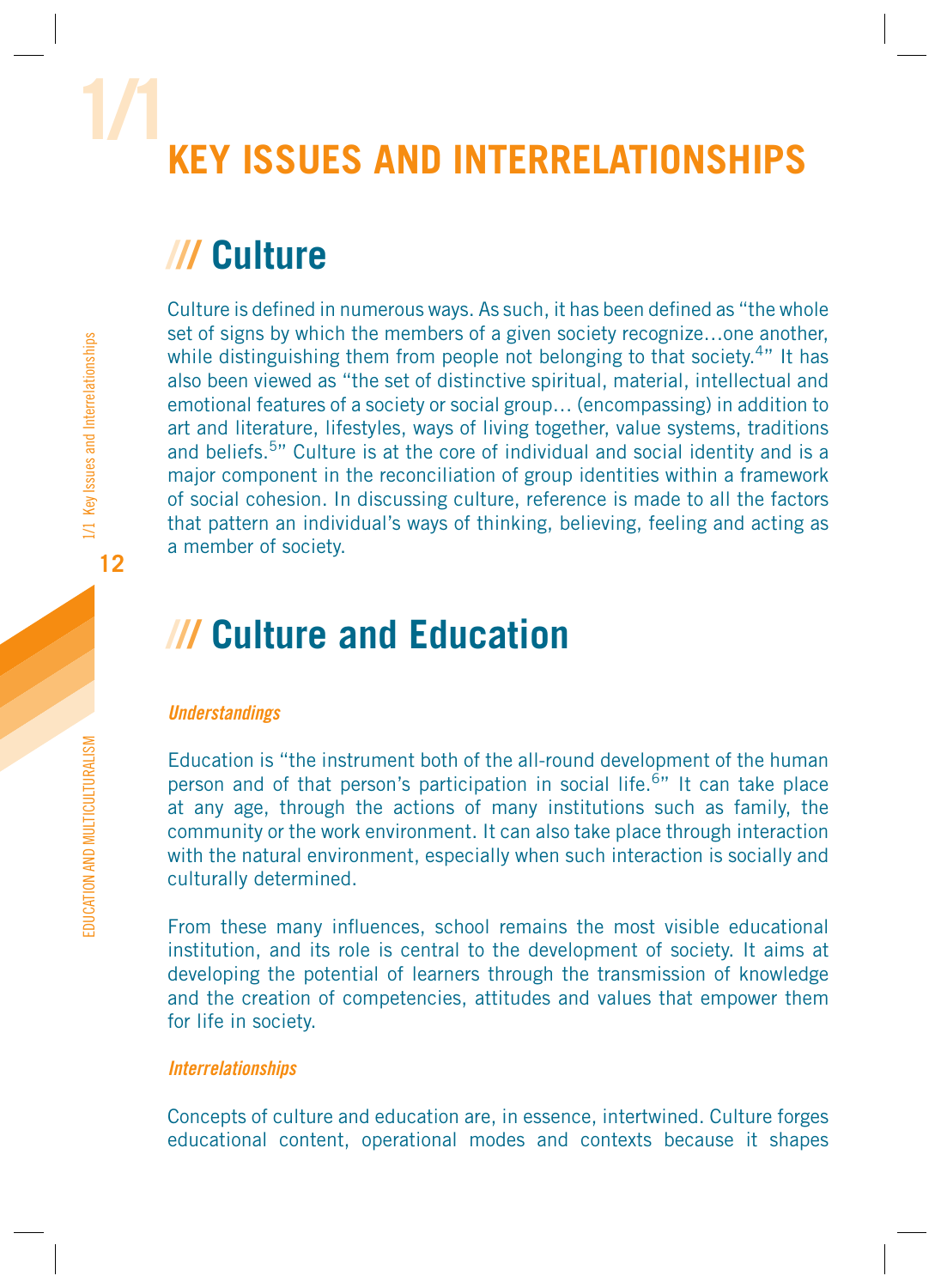# 1/1 KEY ISSUES AND INTERRELATIONSHIPS

## /// Culture

Culture is defined in numerous ways. As such, it has been defined as "the whole set of signs by which the members of a given society recognize…one another, while distinguishing them from people not belonging to that society.[4]" It has also been viewed as "the set of distinctive spiritual, material, intellectual and emotional features of a society or social group… (encompassing) in addition to art and literature, lifestyles, ways of living together, value systems, traditions and beliefs.[5]" Culture is at the core of individual and social identity and is a major component in the reconciliation of group identities within a framework of social cohesion. In discussing culture, reference is made to all the factors that pattern an individual's ways of thinking, believing, feeling and acting as a member of society.

## /// Culture and Education

### *Understandings*

Education is "the instrument both of the all-round development of the human person and of that person's participation in social life.[6]" It can take place at any age, through the actions of many institutions such as family, the community or the work environment. It can also take place through interaction with the natural environment, especially when such interaction is socially and culturally determined.

From these many influences, school remains the most visible educational institution, and its role is central to the development of society. It aims at developing the potential of learners through the transmission of knowledge and the creation of competencies, attitudes and values that empower them for life in society.

### *Interrelationships*

Concepts of culture and education are, in essence, intertwined. Culture forges educational content, operational modes and contexts because it shapes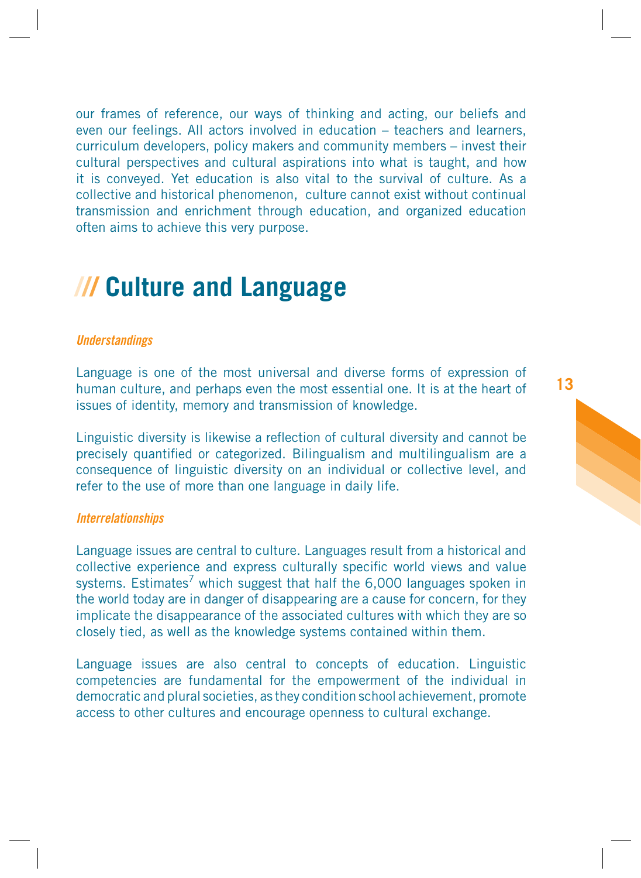our frames of reference, our ways of thinking and acting, our beliefs and even our feelings. All actors involved in education – teachers and learners, curriculum developers, policy makers and community members – invest their cultural perspectives and cultural aspirations into what is taught, and how it is conveyed. Yet education is also vital to the survival of culture. As a collective and historical phenomenon, culture cannot exist without continual transmission and enrichment through education, and organized education often aims to achieve this very purpose.

## /// Culture and Language

### *Understandings*

Language is one of the most universal and diverse forms of expression of human culture, and perhaps even the most essential one. It is at the heart of issues of identity, memory and transmission of knowledge.

Linguistic diversity is likewise a reflection of cultural diversity and cannot be precisely quantified or categorized. Bilingualism and multilingualism are a consequence of linguistic diversity on an individual or collective level, and refer to the use of more than one language in daily life.

### *Interrelationships*

Language issues are central to culture. Languages result from a historical and collective experience and express culturally specific world views and value systems. Estimates[7] which suggest that half the 6,000 languages spoken in the world today are in danger of disappearing are a cause for concern, for they implicate the disappearance of the associated cultures with which they are so closely tied, as well as the knowledge systems contained within them.

Language issues are also central to concepts of education. Linguistic competencies are fundamental for the empowerment of the individual in democratic and plural societies, as they condition school achievement, promote access to other cultures and encourage openness to cultural exchange.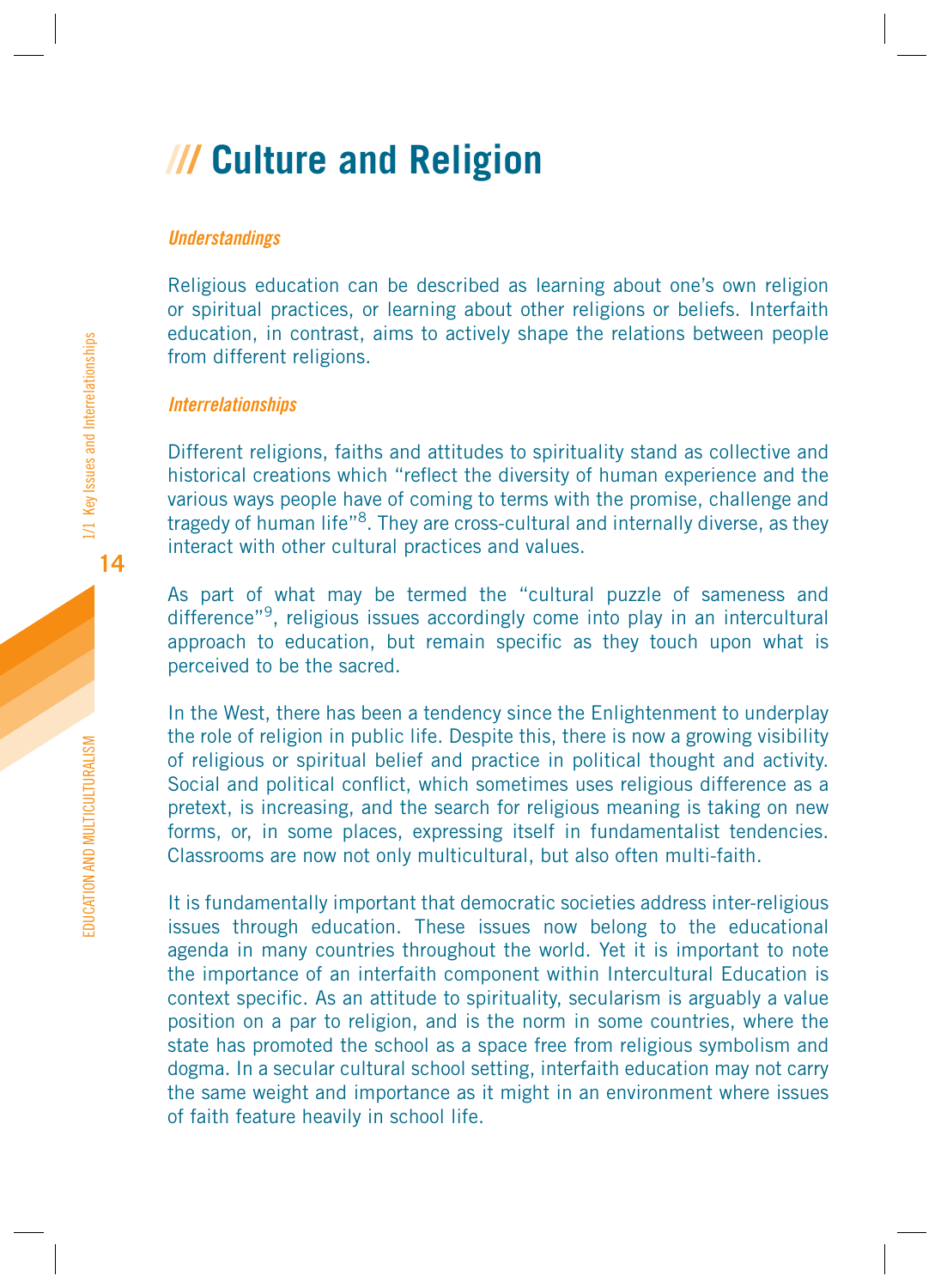# /// Culture and Religion

***Understandings***

Religious education can be described as learning about one's own religion or spiritual practices, or learning about other religions or beliefs. Interfaith education, in contrast, aims to actively shape the relations between people from different religions.

***Interrelationships***

Different religions, faiths and attitudes to spirituality stand as collective and historical creations which "reflect the diversity of human experience and the various ways people have of coming to terms with the promise, challenge and tragedy of human life"[8]. They are cross-cultural and internally diverse, as they interact with other cultural practices and values.

As part of what may be termed the "cultural puzzle of sameness and difference"[9], religious issues accordingly come into play in an intercultural approach to education, but remain specific as they touch upon what is perceived to be the sacred.

In the West, there has been a tendency since the Enlightenment to underplay the role of religion in public life. Despite this, there is now a growing visibility of religious or spiritual belief and practice in political thought and activity. Social and political conflict, which sometimes uses religious difference as a pretext, is increasing, and the search for religious meaning is taking on new forms, or, in some places, expressing itself in fundamentalist tendencies. Classrooms are now not only multicultural, but also often multi-faith.

It is fundamentally important that democratic societies address inter-religious issues through education. These issues now belong to the educational agenda in many countries throughout the world. Yet it is important to note the importance of an interfaith component within Intercultural Education is context specific. As an attitude to spirituality, secularism is arguably a value position on a par to religion, and is the norm in some countries, where the state has promoted the school as a space free from religious symbolism and dogma. In a secular cultural school setting, interfaith education may not carry the same weight and importance as it might in an environment where issues of faith feature heavily in school life.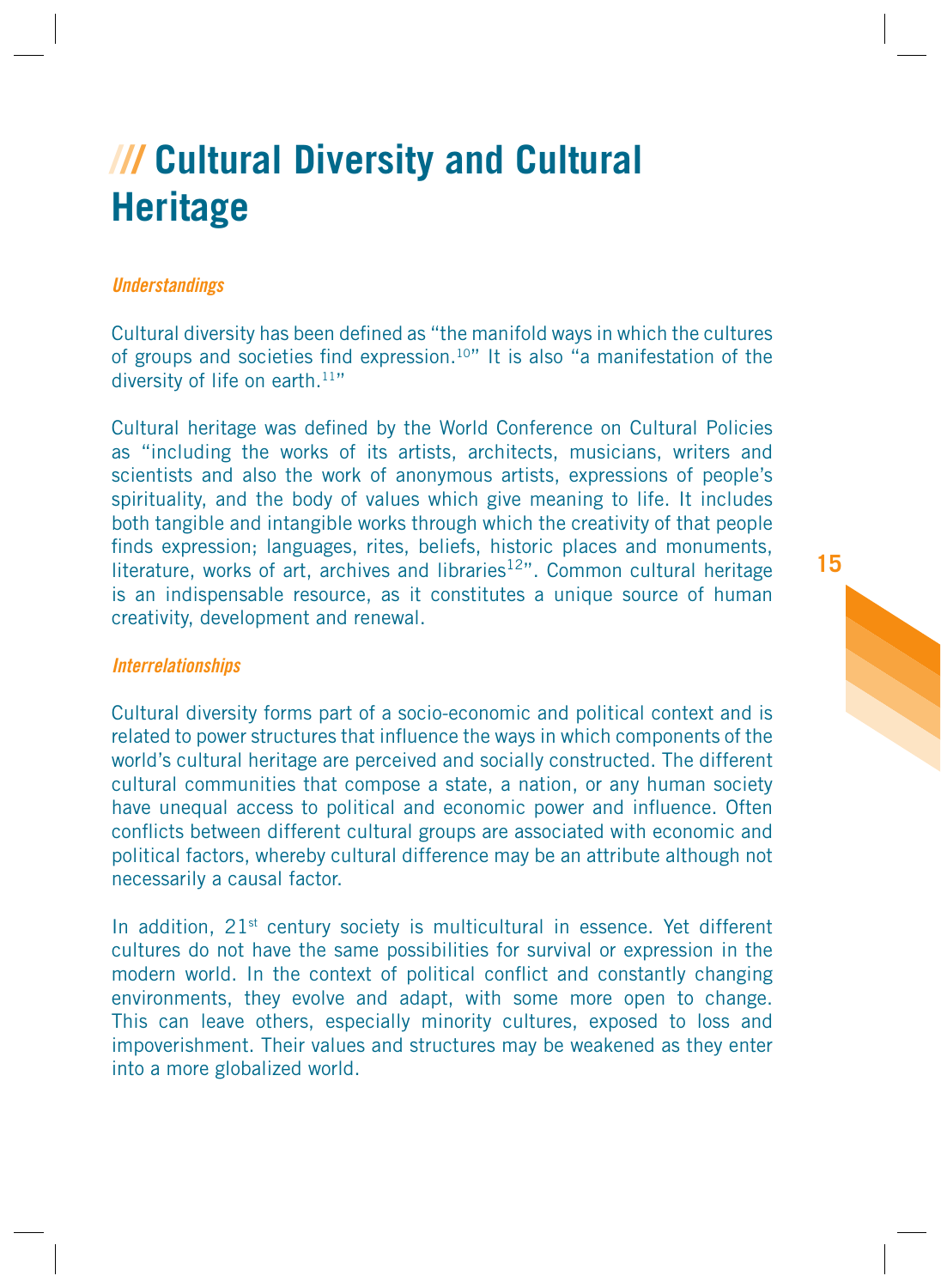# /// Cultural Diversity and Cultural Heritage

*Understandings*

Cultural diversity has been defined as "the manifold ways in which the cultures of groups and societies find expression.[10]" It is also "a manifestation of the diversity of life on earth.[11]"

Cultural heritage was defined by the World Conference on Cultural Policies as "including the works of its artists, architects, musicians, writers and scientists and also the work of anonymous artists, expressions of people's spirituality, and the body of values which give meaning to life. It includes both tangible and intangible works through which the creativity of that people finds expression; languages, rites, beliefs, historic places and monuments, literature, works of art, archives and libraries[12]". Common cultural heritage is an indispensable resource, as it constitutes a unique source of human creativity, development and renewal.

*Interrelationships*

Cultural diversity forms part of a socio-economic and political context and is related to power structures that influence the ways in which components of the world's cultural heritage are perceived and socially constructed. The different cultural communities that compose a state, a nation, or any human society have unequal access to political and economic power and influence. Often conflicts between different cultural groups are associated with economic and political factors, whereby cultural difference may be an attribute although not necessarily a causal factor.

In addition, 21st century society is multicultural in essence. Yet different cultures do not have the same possibilities for survival or expression in the modern world. In the context of political conflict and constantly changing environments, they evolve and adapt, with some more open to change. This can leave others, especially minority cultures, exposed to loss and impoverishment. Their values and structures may be weakened as they enter into a more globalized world.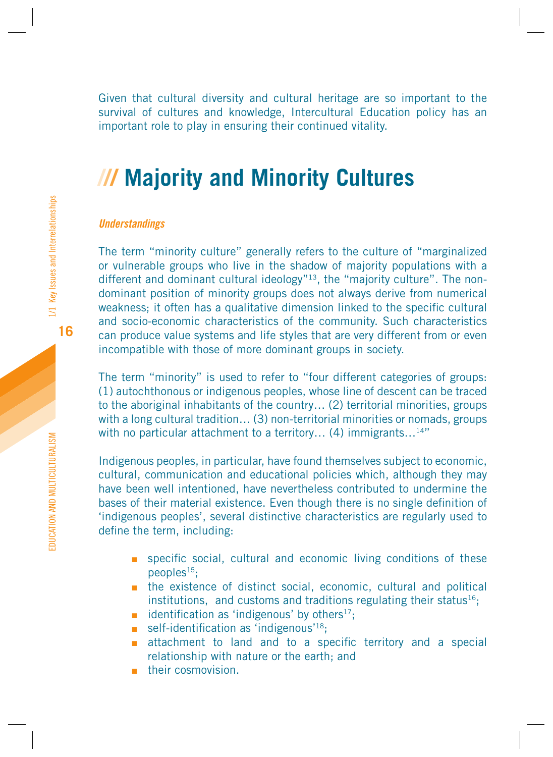Given that cultural diversity and cultural heritage are so important to the survival of cultures and knowledge, Intercultural Education policy has an important role to play in ensuring their continued vitality.

## /// Majority and Minority Cultures

***Understandings***

The term "minority culture" generally refers to the culture of "marginalized or vulnerable groups who live in the shadow of majority populations with a different and dominant cultural ideology"[13], the "majority culture". The non-dominant position of minority groups does not always derive from numerical weakness; it often has a qualitative dimension linked to the specific cultural and socio-economic characteristics of the community. Such characteristics can produce value systems and life styles that are very different from or even incompatible with those of more dominant groups in society.

The term "minority" is used to refer to "four different categories of groups: (1) autochthonous or indigenous peoples, whose line of descent can be traced to the aboriginal inhabitants of the country… (2) territorial minorities, groups with a long cultural tradition… (3) non-territorial minorities or nomads, groups with no particular attachment to a territory… (4) immigrants…[14]"

Indigenous peoples, in particular, have found themselves subject to economic, cultural, communication and educational policies which, although they may have been well intentioned, have nevertheless contributed to undermine the bases of their material existence. Even though there is no single definition of 'indigenous peoples', several distinctive characteristics are regularly used to define the term, including:

- specific social, cultural and economic living conditions of these peoples[15];
- the existence of distinct social, economic, cultural and political institutions, and customs and traditions regulating their status[16];
- identification as 'indigenous' by others[17];
- self-identification as 'indigenous'[18];
- attachment to land and to a specific territory and a special relationship with nature or the earth; and
- their cosmovision.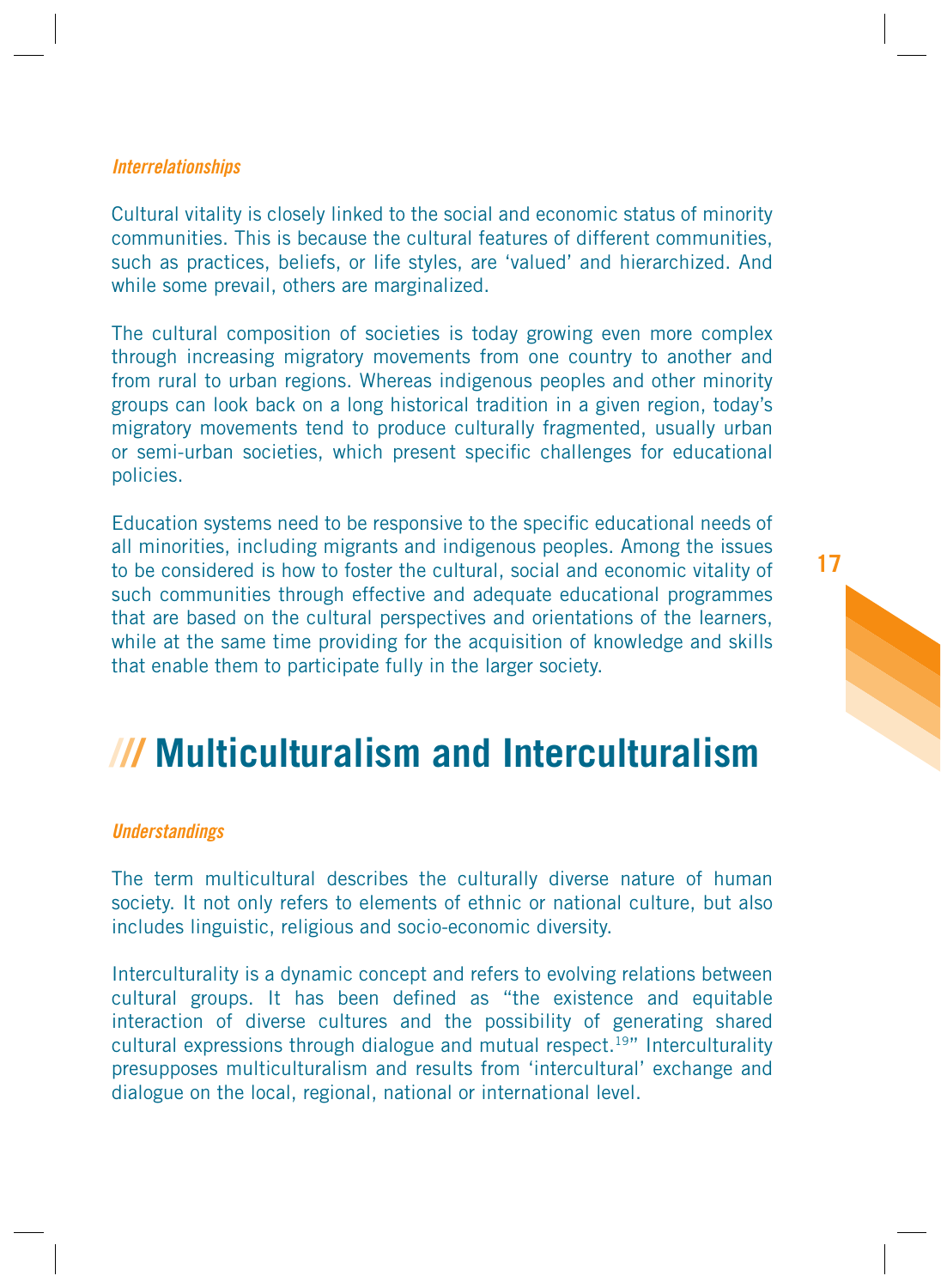### *Interrelationships*

Cultural vitality is closely linked to the social and economic status of minority communities. This is because the cultural features of different communities, such as practices, beliefs, or life styles, are 'valued' and hierarchized. And while some prevail, others are marginalized.

The cultural composition of societies is today growing even more complex through increasing migratory movements from one country to another and from rural to urban regions. Whereas indigenous peoples and other minority groups can look back on a long historical tradition in a given region, today's migratory movements tend to produce culturally fragmented, usually urban or semi-urban societies, which present specific challenges for educational policies.

Education systems need to be responsive to the specific educational needs of all minorities, including migrants and indigenous peoples. Among the issues to be considered is how to foster the cultural, social and economic vitality of such communities through effective and adequate educational programmes that are based on the cultural perspectives and orientations of the learners, while at the same time providing for the acquisition of knowledge and skills that enable them to participate fully in the larger society.

## /// Multiculturalism and Interculturalism

### *Understandings*

The term multicultural describes the culturally diverse nature of human society. It not only refers to elements of ethnic or national culture, but also includes linguistic, religious and socio-economic diversity.

Interculturality is a dynamic concept and refers to evolving relations between cultural groups. It has been defined as "the existence and equitable interaction of diverse cultures and the possibility of generating shared cultural expressions through dialogue and mutual respect.[19]" Interculturality presupposes multiculturalism and results from 'intercultural' exchange and dialogue on the local, regional, national or international level.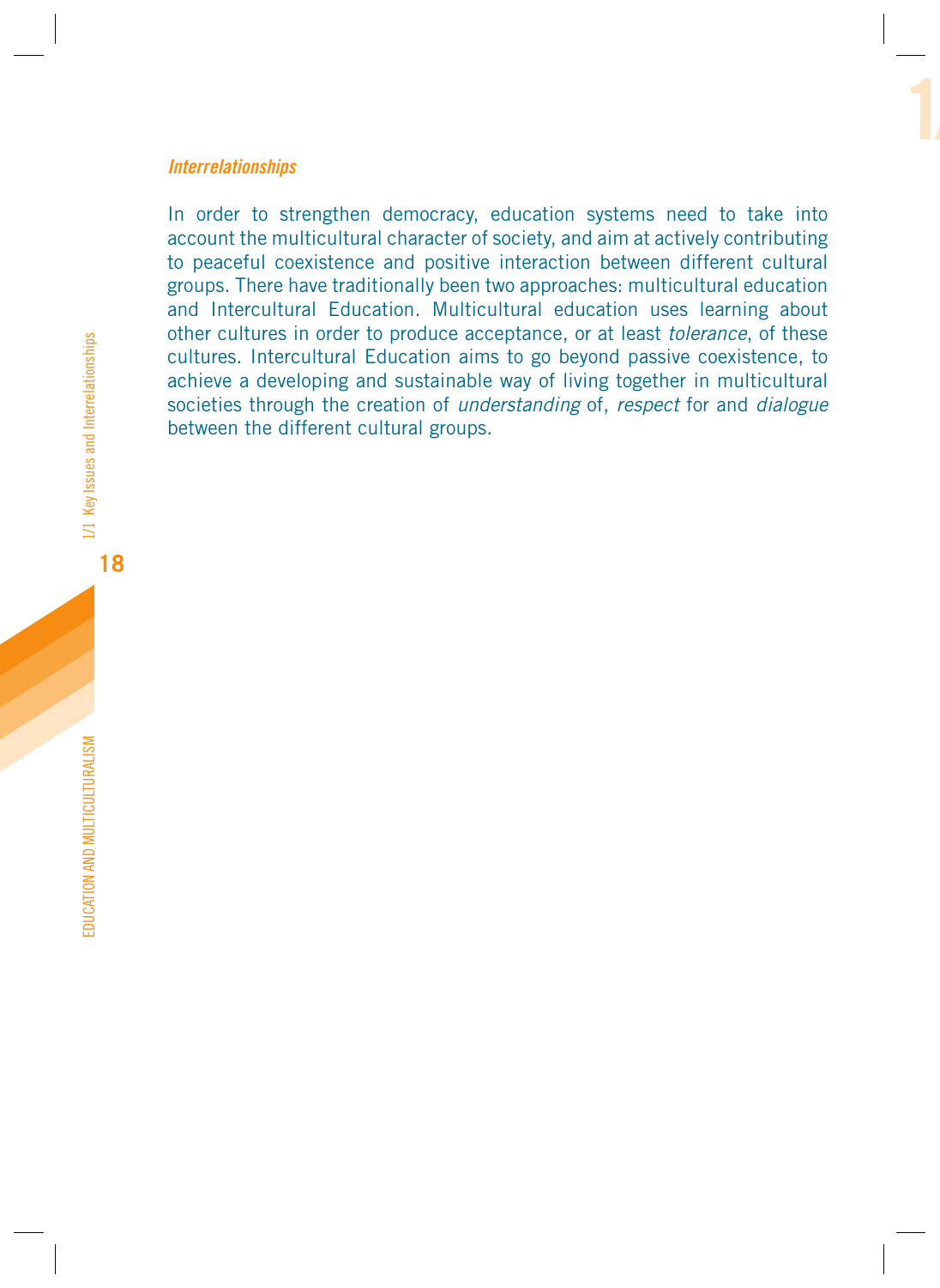### *Interrelationships*

In order to strengthen democracy, education systems need to take into account the multicultural character of society, and aim at actively contributing to peaceful coexistence and positive interaction between different cultural groups. There have traditionally been two approaches: multicultural education and Intercultural Education. Multicultural education uses learning about other cultures in order to produce acceptance, or at least *tolerance*, of these cultures. Intercultural Education aims to go beyond passive coexistence, to achieve a developing and sustainable way of living together in multicultural societies through the creation of *understanding* of, *respect* for and *dialogue* between the different cultural groups.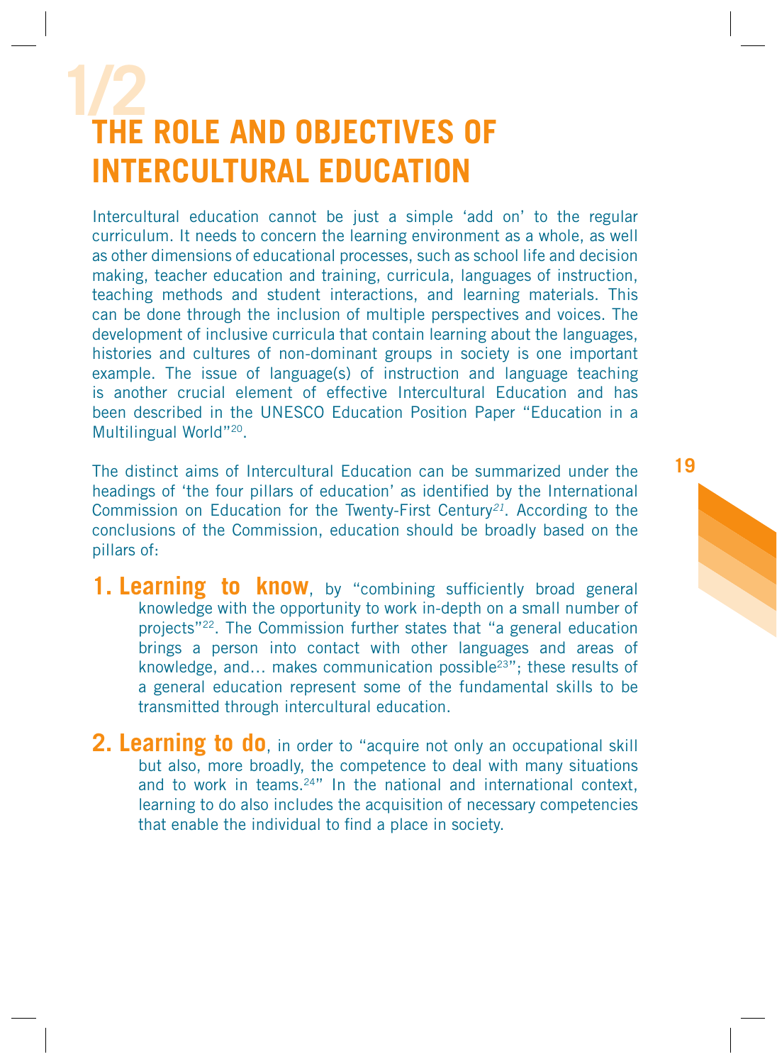# 1/2 THE ROLE AND OBJECTIVES OF INTERCULTURAL EDUCATION

Intercultural education cannot be just a simple ‘add on’ to the regular curriculum. It needs to concern the learning environment as a whole, as well as other dimensions of educational processes, such as school life and decision making, teacher education and training, curricula, languages of instruction, teaching methods and student interactions, and learning materials. This can be done through the inclusion of multiple perspectives and voices. The development of inclusive curricula that contain learning about the languages, histories and cultures of non-dominant groups in society is one important example. The issue of language(s) of instruction and language teaching is another crucial element of effective Intercultural Education and has been described in the UNESCO Education Position Paper “Education in a Multilingual World”[20].

The distinct aims of Intercultural Education can be summarized under the headings of ‘the four pillars of education’ as identified by the International Commission on Education for the Twenty-First Century[21]. According to the conclusions of the Commission, education should be broadly based on the pillars of:

1. **Learning to know**, by “combining sufficiently broad general knowledge with the opportunity to work in-depth on a small number of projects”[22]. The Commission further states that “a general education brings a person into contact with other languages and areas of knowledge, and… makes communication possible[23]”; these results of a general education represent some of the fundamental skills to be transmitted through intercultural education.

2. **Learning to do**, in order to “acquire not only an occupational skill but also, more broadly, the competence to deal with many situations and to work in teams.[24]” In the national and international context, learning to do also includes the acquisition of necessary competencies that enable the individual to find a place in society.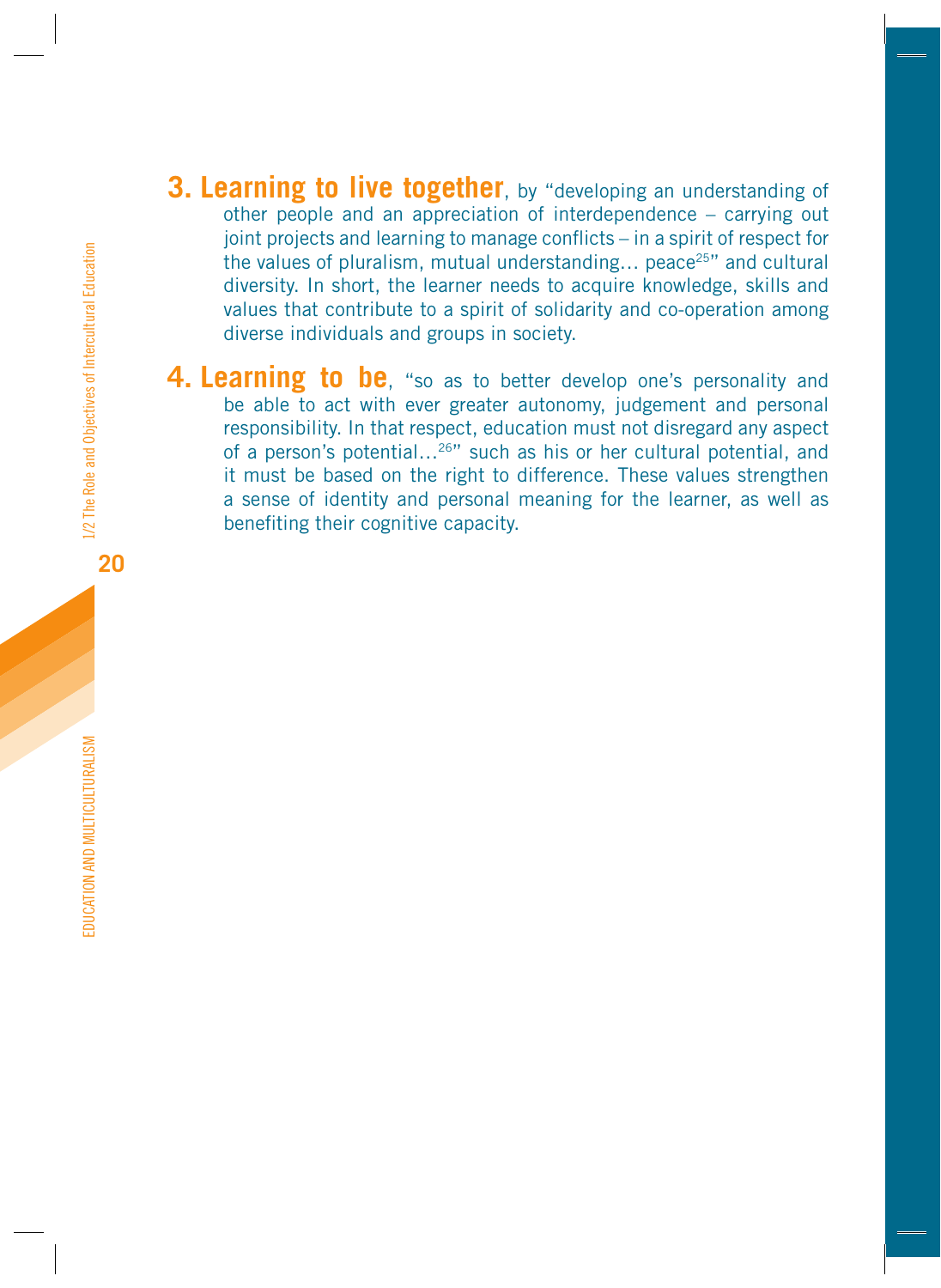3. **Learning to live together**, by "developing an understanding of other people and an appreciation of interdependence – carrying out joint projects and learning to manage conflicts – in a spirit of respect for the values of pluralism, mutual understanding… peace[25]" and cultural diversity. In short, the learner needs to acquire knowledge, skills and values that contribute to a spirit of solidarity and co-operation among diverse individuals and groups in society.

4. **Learning to be**, "so as to better develop one's personality and be able to act with ever greater autonomy, judgement and personal responsibility. In that respect, education must not disregard any aspect of a person's potential…[26]" such as his or her cultural potential, and it must be based on the right to difference. These values strengthen a sense of identity and personal meaning for the learner, as well as benefiting their cognitive capacity.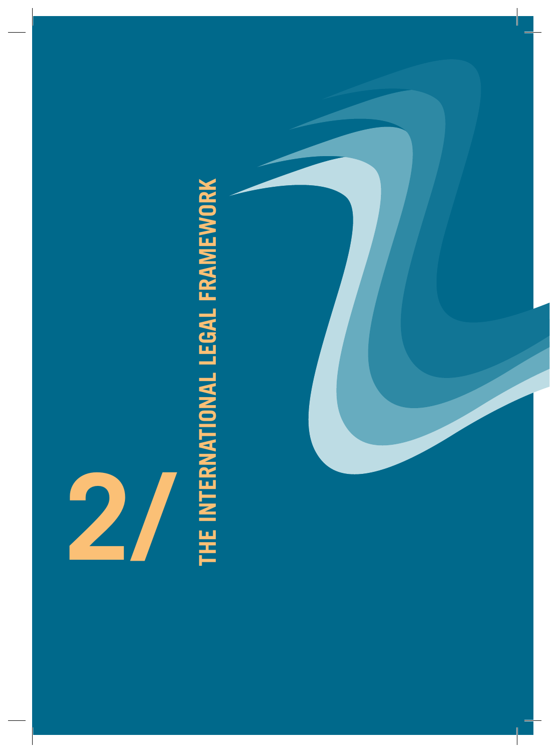# 2/ THE INTERNATIONAL LEGAL FRAMEWORK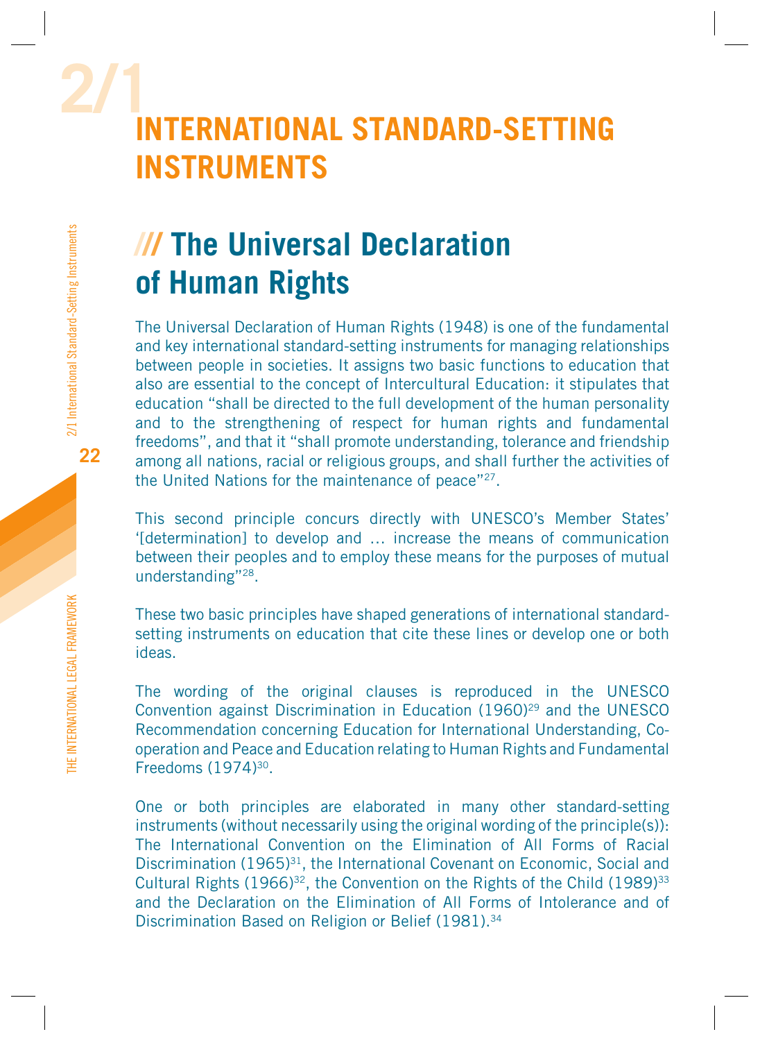# 2/1 INTERNATIONAL STANDARD-SETTING INSTRUMENTS

## /// The Universal Declaration of Human Rights

The Universal Declaration of Human Rights (1948) is one of the fundamental and key international standard-setting instruments for managing relationships between people in societies. It assigns two basic functions to education that also are essential to the concept of Intercultural Education: it stipulates that education "shall be directed to the full development of the human personality and to the strengthening of respect for human rights and fundamental freedoms", and that it "shall promote understanding, tolerance and friendship among all nations, racial or religious groups, and shall further the activities of the United Nations for the maintenance of peace"[27].

This second principle concurs directly with UNESCO's Member States' '[determination] to develop and … increase the means of communication between their peoples and to employ these means for the purposes of mutual understanding"[28].

These two basic principles have shaped generations of international standard-setting instruments on education that cite these lines or develop one or both ideas.

The wording of the original clauses is reproduced in the UNESCO Convention against Discrimination in Education (1960)[29] and the UNESCO Recommendation concerning Education for International Understanding, Co-operation and Peace and Education relating to Human Rights and Fundamental Freedoms (1974)[30].

One or both principles are elaborated in many other standard-setting instruments (without necessarily using the original wording of the principle(s)): The International Convention on the Elimination of All Forms of Racial Discrimination (1965)[31], the International Covenant on Economic, Social and Cultural Rights (1966)[32], the Convention on the Rights of the Child (1989)[33] and the Declaration on the Elimination of All Forms of Intolerance and of Discrimination Based on Religion or Belief (1981).[34]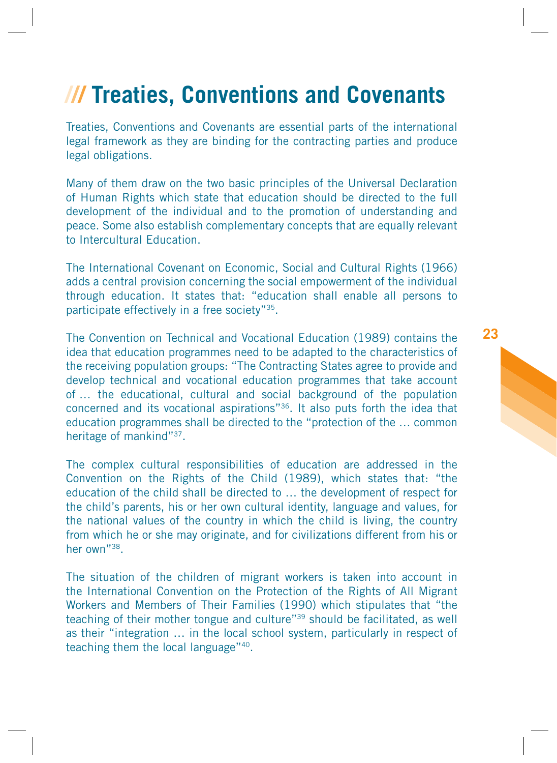# /// Treaties, Conventions and Covenants

Treaties, Conventions and Covenants are essential parts of the international legal framework as they are binding for the contracting parties and produce legal obligations.

Many of them draw on the two basic principles of the Universal Declaration of Human Rights which state that education should be directed to the full development of the individual and to the promotion of understanding and peace. Some also establish complementary concepts that are equally relevant to Intercultural Education.

The International Covenant on Economic, Social and Cultural Rights (1966) adds a central provision concerning the social empowerment of the individual through education. It states that: "education shall enable all persons to participate effectively in a free society"[35].

The Convention on Technical and Vocational Education (1989) contains the idea that education programmes need to be adapted to the characteristics of the receiving population groups: "The Contracting States agree to provide and develop technical and vocational education programmes that take account of … the educational, cultural and social background of the population concerned and its vocational aspirations"[36]. It also puts forth the idea that education programmes shall be directed to the "protection of the … common heritage of mankind"[37].

The complex cultural responsibilities of education are addressed in the Convention on the Rights of the Child (1989), which states that: "the education of the child shall be directed to … the development of respect for the child's parents, his or her own cultural identity, language and values, for the national values of the country in which the child is living, the country from which he or she may originate, and for civilizations different from his or her own"[38].

The situation of the children of migrant workers is taken into account in the International Convention on the Protection of the Rights of All Migrant Workers and Members of Their Families (1990) which stipulates that "the teaching of their mother tongue and culture"[39] should be facilitated, as well as their "integration … in the local school system, particularly in respect of teaching them the local language"[40].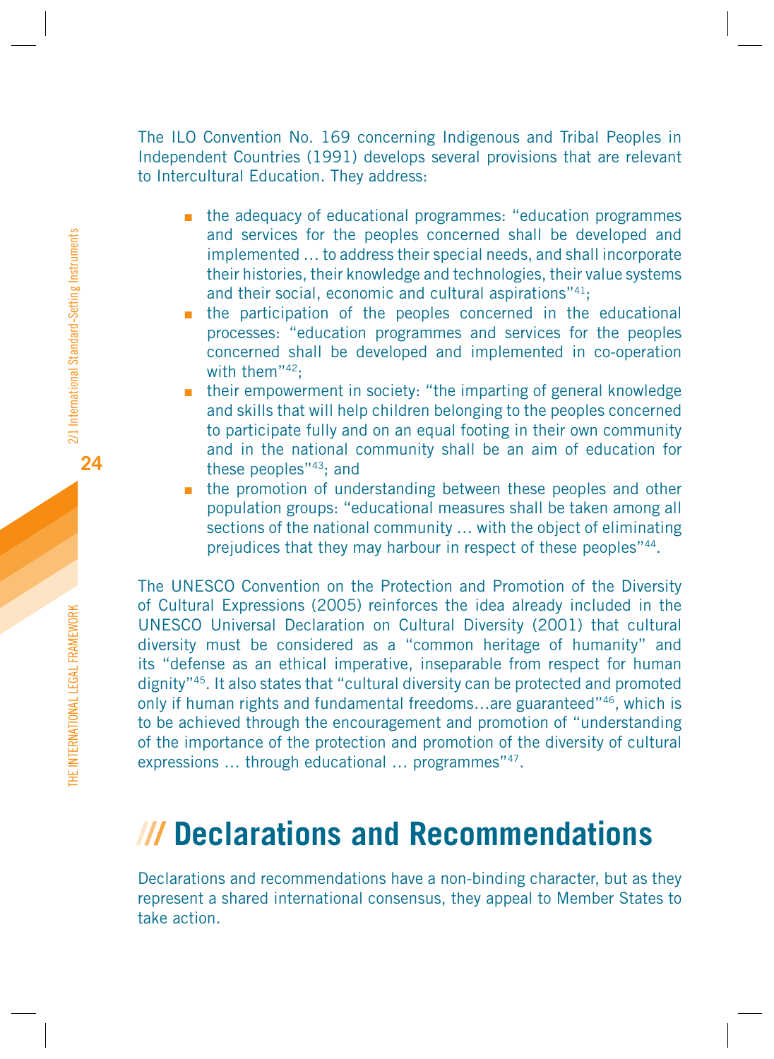The ILO Convention No. 169 concerning Indigenous and Tribal Peoples in Independent Countries (1991) develops several provisions that are relevant to Intercultural Education. They address:

- the adequacy of educational programmes: "education programmes and services for the peoples concerned shall be developed and implemented … to address their special needs, and shall incorporate their histories, their knowledge and technologies, their value systems and their social, economic and cultural aspirations"[41];
- the participation of the peoples concerned in the educational processes: "education programmes and services for the peoples concerned shall be developed and implemented in co-operation with them"[42];
- their empowerment in society: "the imparting of general knowledge and skills that will help children belonging to the peoples concerned to participate fully and on an equal footing in their own community and in the national community shall be an aim of education for these peoples"[43]; and
- the promotion of understanding between these peoples and other population groups: "educational measures shall be taken among all sections of the national community … with the object of eliminating prejudices that they may harbour in respect of these peoples"[44].

The UNESCO Convention on the Protection and Promotion of the Diversity of Cultural Expressions (2005) reinforces the idea already included in the UNESCO Universal Declaration on Cultural Diversity (2001) that cultural diversity must be considered as a "common heritage of humanity" and its "defense as an ethical imperative, inseparable from respect for human dignity"[45]. It also states that "cultural diversity can be protected and promoted only if human rights and fundamental freedoms…are guaranteed"[46], which is to be achieved through the encouragement and promotion of "understanding of the importance of the protection and promotion of the diversity of cultural expressions … through educational … programmes"[47].

## /// Declarations and Recommendations

Declarations and recommendations have a non-binding character, but as they represent a shared international consensus, they appeal to Member States to take action.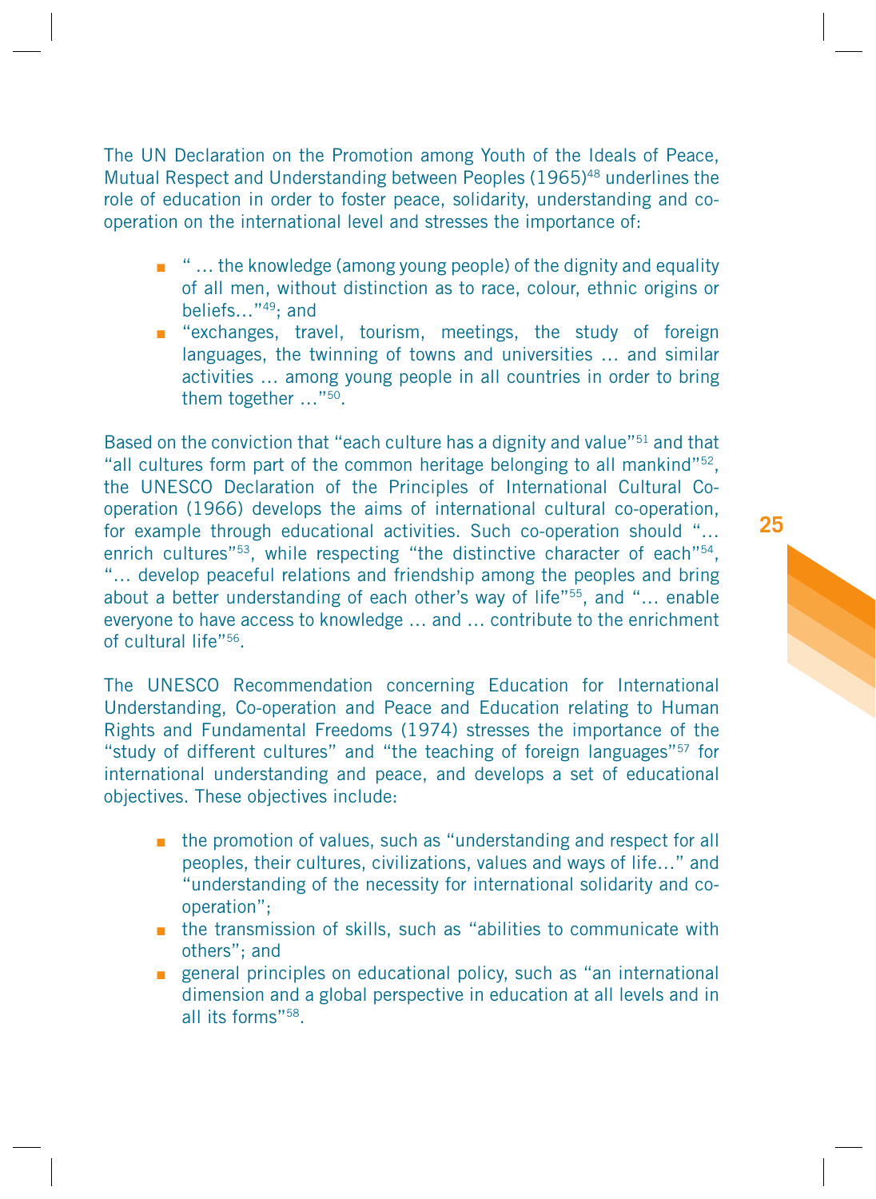The UN Declaration on the Promotion among Youth of the Ideals of Peace, Mutual Respect and Understanding between Peoples (1965)[48] underlines the role of education in order to foster peace, solidarity, understanding and co-operation on the international level and stresses the importance of:

- " … the knowledge (among young people) of the dignity and equality of all men, without distinction as to race, colour, ethnic origins or beliefs…"[49]; and
- "exchanges, travel, tourism, meetings, the study of foreign languages, the twinning of towns and universities … and similar activities … among young people in all countries in order to bring them together …"[50].

Based on the conviction that "each culture has a dignity and value"[51] and that "all cultures form part of the common heritage belonging to all mankind"[52], the UNESCO Declaration of the Principles of International Cultural Co-operation (1966) develops the aims of international cultural co-operation, for example through educational activities. Such co-operation should "… enrich cultures"[53], while respecting "the distinctive character of each"[54], "… develop peaceful relations and friendship among the peoples and bring about a better understanding of each other's way of life"[55], and "… enable everyone to have access to knowledge … and … contribute to the enrichment of cultural life"[56].

The UNESCO Recommendation concerning Education for International Understanding, Co-operation and Peace and Education relating to Human Rights and Fundamental Freedoms (1974) stresses the importance of the "study of different cultures" and "the teaching of foreign languages"[57] for international understanding and peace, and develops a set of educational objectives. These objectives include:

- the promotion of values, such as "understanding and respect for all peoples, their cultures, civilizations, values and ways of life…" and "understanding of the necessity for international solidarity and co-operation";
- the transmission of skills, such as "abilities to communicate with others"; and
- general principles on educational policy, such as "an international dimension and a global perspective in education at all levels and in all its forms"[58].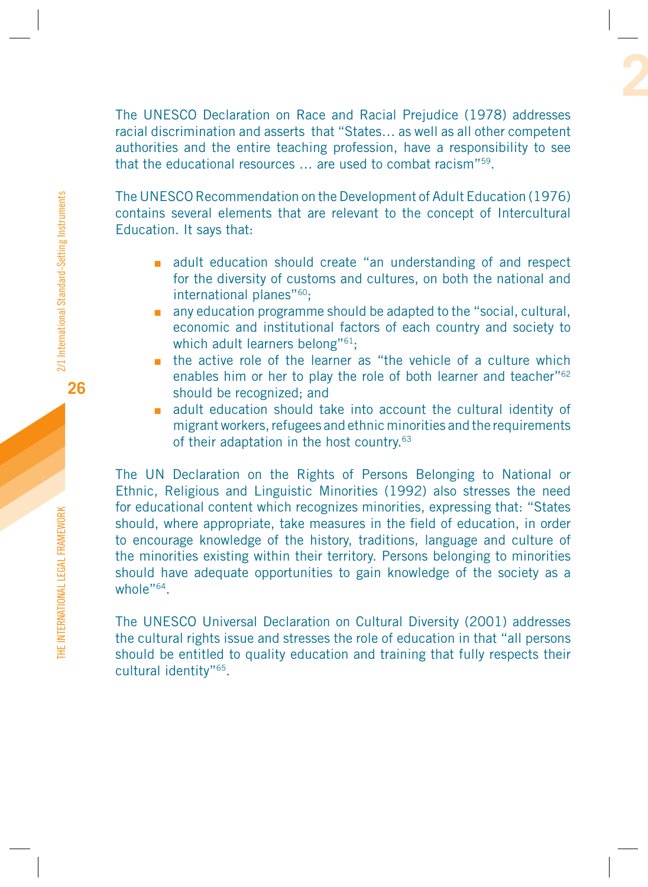The UNESCO Declaration on Race and Racial Prejudice (1978) addresses racial discrimination and asserts that "States… as well as all other competent authorities and the entire teaching profession, have a responsibility to see that the educational resources … are used to combat racism"[59].

The UNESCO Recommendation on the Development of Adult Education (1976) contains several elements that are relevant to the concept of Intercultural Education. It says that:

- adult education should create "an understanding of and respect for the diversity of customs and cultures, on both the national and international planes"[60];
- any education programme should be adapted to the "social, cultural, economic and institutional factors of each country and society to which adult learners belong"[61];
- the active role of the learner as "the vehicle of a culture which enables him or her to play the role of both learner and teacher"[62] should be recognized; and
- adult education should take into account the cultural identity of migrant workers, refugees and ethnic minorities and the requirements of their adaptation in the host country.[63]

The UN Declaration on the Rights of Persons Belonging to National or Ethnic, Religious and Linguistic Minorities (1992) also stresses the need for educational content which recognizes minorities, expressing that: "States should, where appropriate, take measures in the field of education, in order to encourage knowledge of the history, traditions, language and culture of the minorities existing within their territory. Persons belonging to minorities should have adequate opportunities to gain knowledge of the society as a whole"[64].

The UNESCO Universal Declaration on Cultural Diversity (2001) addresses the cultural rights issue and stresses the role of education in that "all persons should be entitled to quality education and training that fully respects their cultural identity"[65].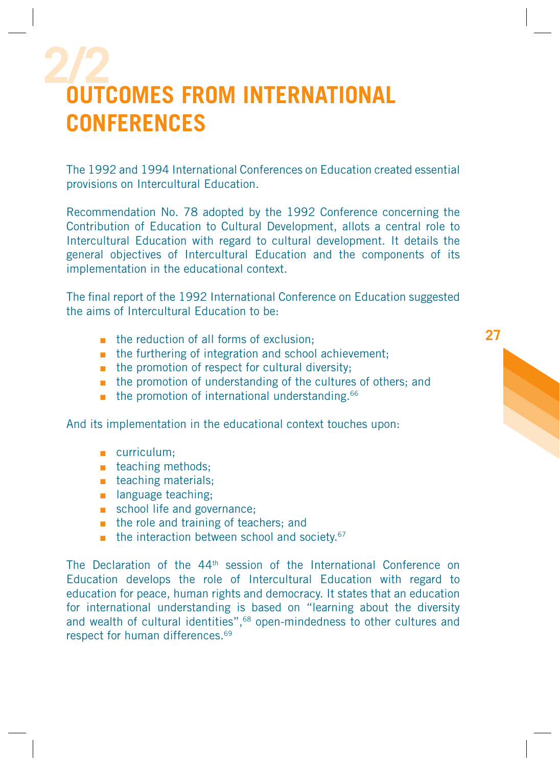# 2/2 OUTCOMES FROM INTERNATIONAL CONFERENCES

The 1992 and 1994 International Conferences on Education created essential provisions on Intercultural Education.

Recommendation No. 78 adopted by the 1992 Conference concerning the Contribution of Education to Cultural Development, allots a central role to Intercultural Education with regard to cultural development. It details the general objectives of Intercultural Education and the components of its implementation in the educational context.

The final report of the 1992 International Conference on Education suggested the aims of Intercultural Education to be:

- the reduction of all forms of exclusion;
- the furthering of integration and school achievement;
- the promotion of respect for cultural diversity;
- the promotion of understanding of the cultures of others; and
- the promotion of international understanding.[66]

And its implementation in the educational context touches upon:

- curriculum;
- teaching methods;
- teaching materials;
- language teaching;
- school life and governance;
- the role and training of teachers; and
- the interaction between school and society.[67]

The Declaration of the 44th session of the International Conference on Education develops the role of Intercultural Education with regard to education for peace, human rights and democracy. It states that an education for international understanding is based on "learning about the diversity and wealth of cultural identities",[68] open-mindedness to other cultures and respect for human differences.[69]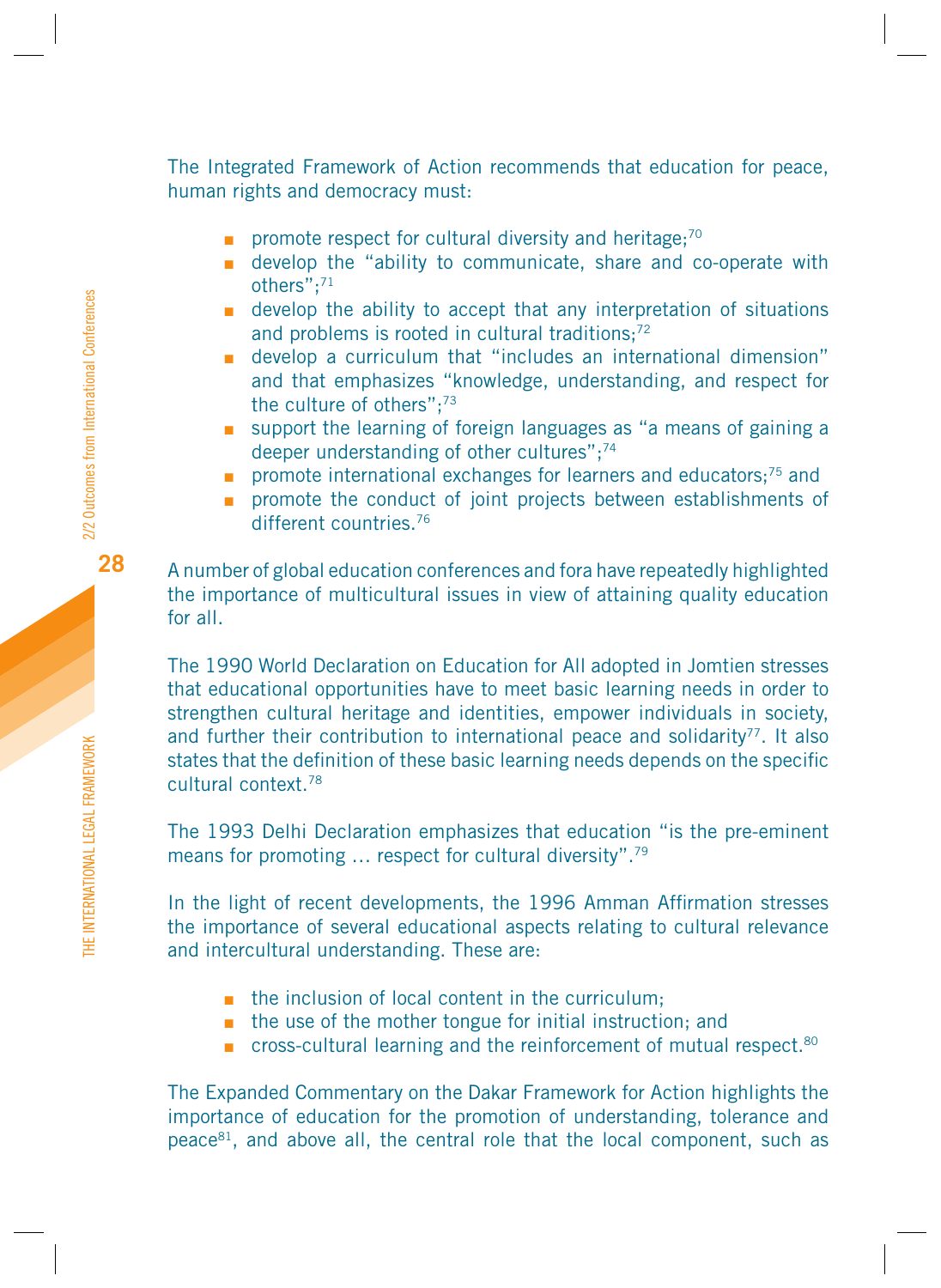The Integrated Framework of Action recommends that education for peace, human rights and democracy must:

- promote respect for cultural diversity and heritage;[70]
- develop the "ability to communicate, share and co-operate with others";[71]
- develop the ability to accept that any interpretation of situations and problems is rooted in cultural traditions;[72]
- develop a curriculum that "includes an international dimension" and that emphasizes "knowledge, understanding, and respect for the culture of others";[73]
- support the learning of foreign languages as "a means of gaining a deeper understanding of other cultures";[74]
- promote international exchanges for learners and educators;[75] and
- promote the conduct of joint projects between establishments of different countries.[76]

A number of global education conferences and fora have repeatedly highlighted the importance of multicultural issues in view of attaining quality education for all.

The 1990 World Declaration on Education for All adopted in Jomtien stresses that educational opportunities have to meet basic learning needs in order to strengthen cultural heritage and identities, empower individuals in society, and further their contribution to international peace and solidarity[77]. It also states that the definition of these basic learning needs depends on the specific cultural context.[78]

The 1993 Delhi Declaration emphasizes that education "is the pre-eminent means for promoting … respect for cultural diversity".[79]

In the light of recent developments, the 1996 Amman Affirmation stresses the importance of several educational aspects relating to cultural relevance and intercultural understanding. These are:

- the inclusion of local content in the curriculum;
- the use of the mother tongue for initial instruction; and
- cross-cultural learning and the reinforcement of mutual respect.[80]

The Expanded Commentary on the Dakar Framework for Action highlights the importance of education for the promotion of understanding, tolerance and peace[81], and above all, the central role that the local component, such as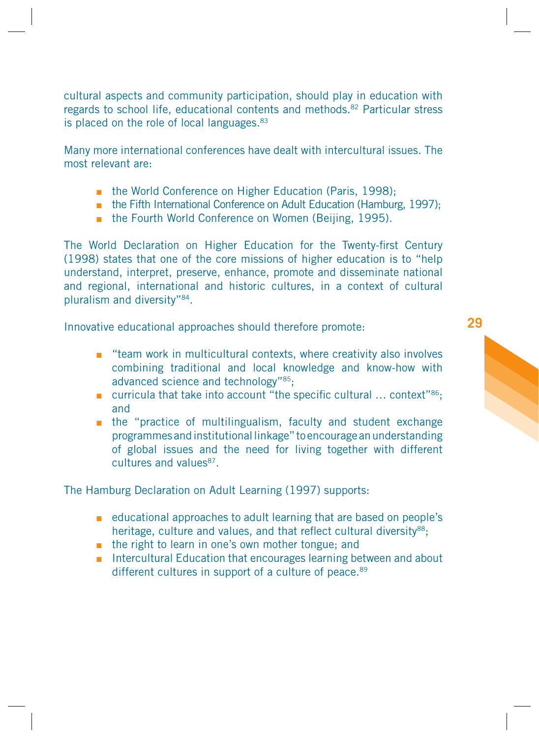cultural aspects and community participation, should play in education with regards to school life, educational contents and methods.[82] Particular stress is placed on the role of local languages.[83]

Many more international conferences have dealt with intercultural issues. The most relevant are:

- the World Conference on Higher Education (Paris, 1998);
- the Fifth International Conference on Adult Education (Hamburg, 1997);
- the Fourth World Conference on Women (Beijing, 1995).

The World Declaration on Higher Education for the Twenty-first Century (1998) states that one of the core missions of higher education is to "help understand, interpret, preserve, enhance, promote and disseminate national and regional, international and historic cultures, in a context of cultural pluralism and diversity"[84].

Innovative educational approaches should therefore promote:

- "team work in multicultural contexts, where creativity also involves combining traditional and local knowledge and know-how with advanced science and technology"[85];
- curricula that take into account "the specific cultural … context"[86]; and
- the "practice of multilingualism, faculty and student exchange programmes and institutional linkage" to encourage an understanding of global issues and the need for living together with different cultures and values[87].

The Hamburg Declaration on Adult Learning (1997) supports:

- educational approaches to adult learning that are based on people's heritage, culture and values, and that reflect cultural diversity[88];
- the right to learn in one's own mother tongue; and
- Intercultural Education that encourages learning between and about different cultures in support of a culture of peace.[89]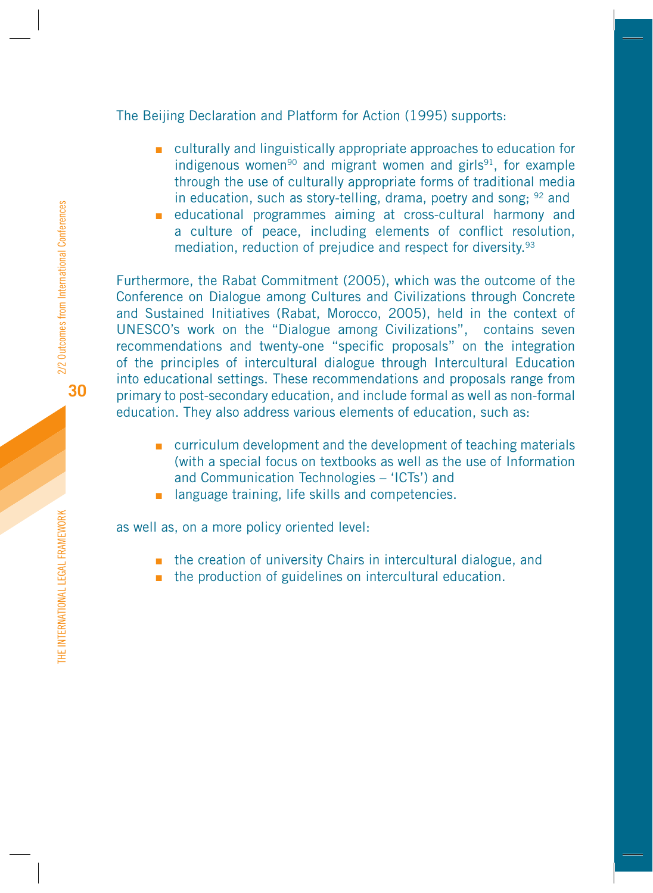The Beijing Declaration and Platform for Action (1995) supports:

- culturally and linguistically appropriate approaches to education for indigenous women[90] and migrant women and girls[91], for example through the use of culturally appropriate forms of traditional media in education, such as story-telling, drama, poetry and song; [92] and
- educational programmes aiming at cross-cultural harmony and a culture of peace, including elements of conflict resolution, mediation, reduction of prejudice and respect for diversity.[93]

Furthermore, the Rabat Commitment (2005), which was the outcome of the Conference on Dialogue among Cultures and Civilizations through Concrete and Sustained Initiatives (Rabat, Morocco, 2005), held in the context of UNESCO's work on the "Dialogue among Civilizations", contains seven recommendations and twenty-one "specific proposals" on the integration of the principles of intercultural dialogue through Intercultural Education into educational settings. These recommendations and proposals range from primary to post-secondary education, and include formal as well as non-formal education. They also address various elements of education, such as:

- curriculum development and the development of teaching materials (with a special focus on textbooks as well as the use of Information and Communication Technologies – 'ICTs') and
- language training, life skills and competencies.

as well as, on a more policy oriented level:

- the creation of university Chairs in intercultural dialogue, and
- the production of guidelines on intercultural education.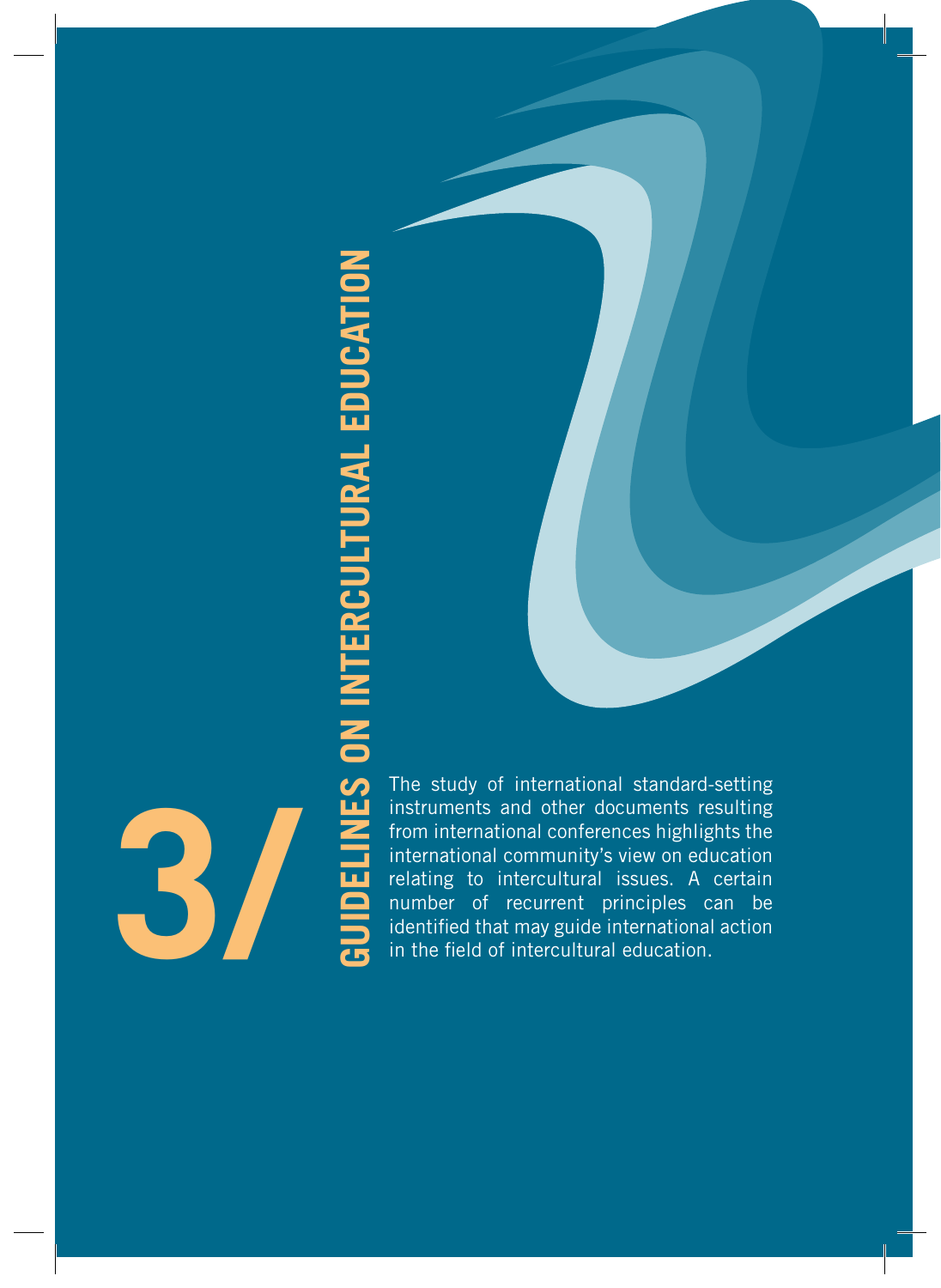# 3/ GUIDELINES ON INTERCULTURAL EDUCATION

The study of international standard-setting instruments and other documents resulting from international conferences highlights the international community's view on education relating to intercultural issues. A certain number of recurrent principles can be identified that may guide international action in the field of intercultural education.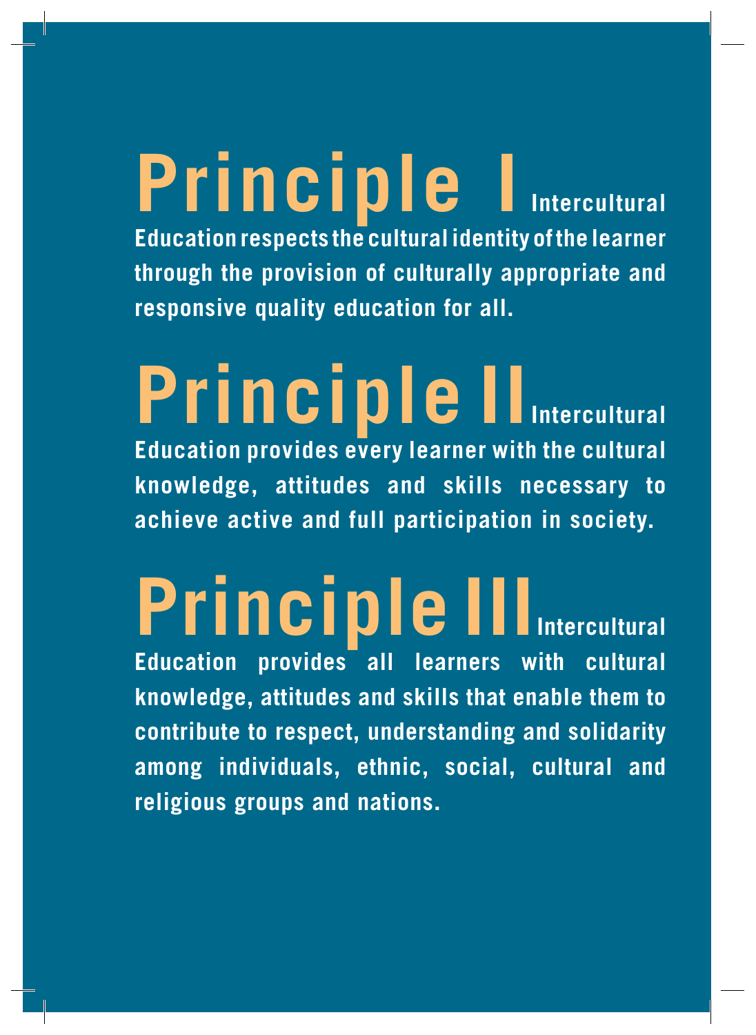## Principle I

Intercultural Education respects the cultural identity of the learner through the provision of culturally appropriate and responsive quality education for all.

## Principle II

Intercultural Education provides every learner with the cultural knowledge, attitudes and skills necessary to achieve active and full participation in society.

## Principle III

Intercultural Education provides all learners with cultural knowledge, attitudes and skills that enable them to contribute to respect, understanding and solidarity among individuals, ethnic, social, cultural and religious groups and nations.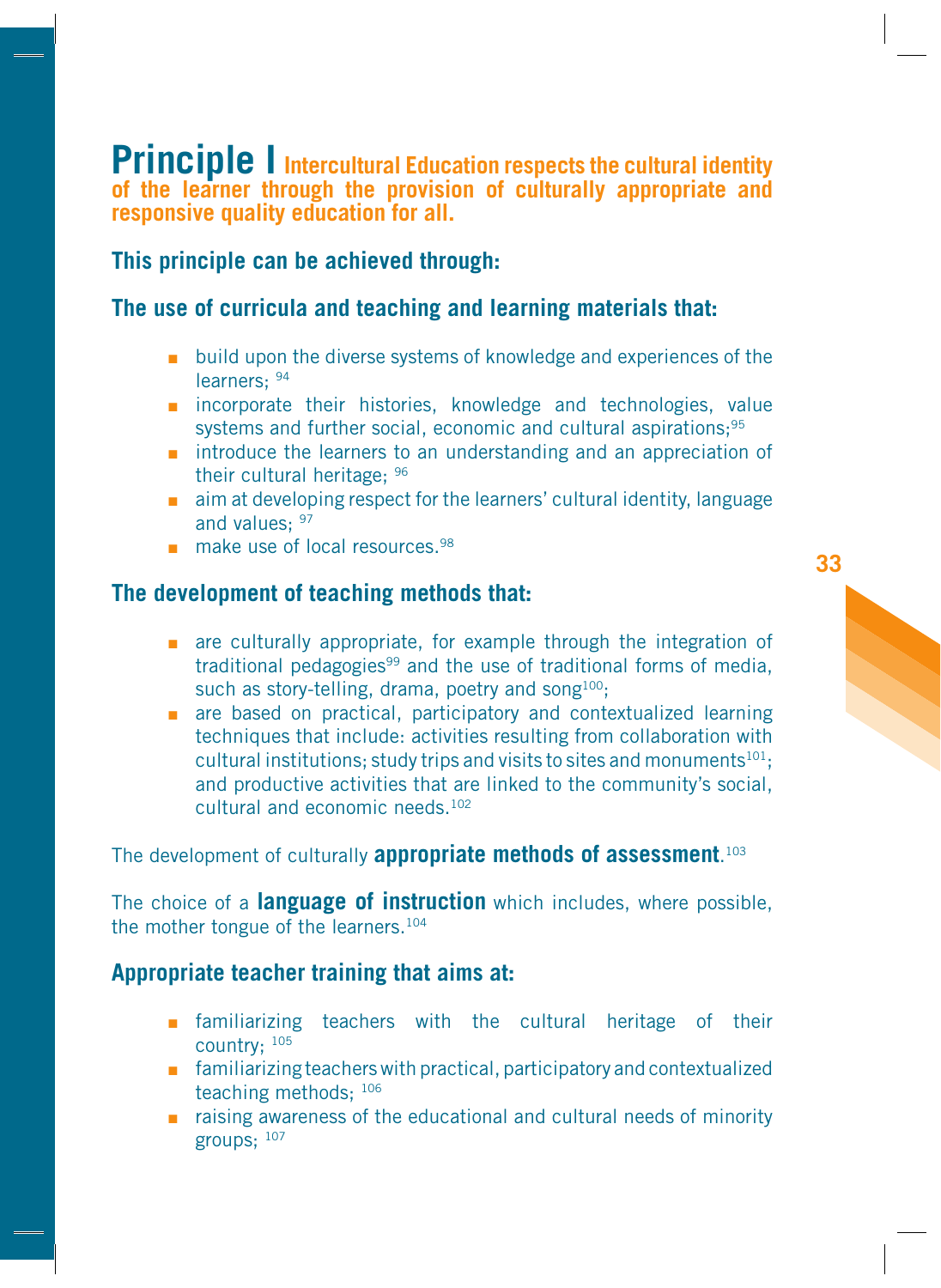## Principle I Intercultural Education respects the cultural identity of the learner through the provision of culturally appropriate and responsive quality education for all.

### This principle can be achieved through:

### The use of curricula and teaching and learning materials that:

- build upon the diverse systems of knowledge and experiences of the learners; [94]
- incorporate their histories, knowledge and technologies, value systems and further social, economic and cultural aspirations;[95]
- introduce the learners to an understanding and an appreciation of their cultural heritage; [96]
- aim at developing respect for the learners' cultural identity, language and values; [97]
- make use of local resources.[98]

### The development of teaching methods that:

- are culturally appropriate, for example through the integration of traditional pedagogies[99] and the use of traditional forms of media, such as story-telling, drama, poetry and song[100];
- are based on practical, participatory and contextualized learning techniques that include: activities resulting from collaboration with cultural institutions; study trips and visits to sites and monuments[101]; and productive activities that are linked to the community's social, cultural and economic needs.[102]

The development of culturally **appropriate methods of assessment**.[103]

The choice of a **language of instruction** which includes, where possible, the mother tongue of the learners.[104]

### Appropriate teacher training that aims at:

- familiarizing teachers with the cultural heritage of their country; [105]
- familiarizing teachers with practical, participatory and contextualized teaching methods; [106]
- raising awareness of the educational and cultural needs of minority groups; [107]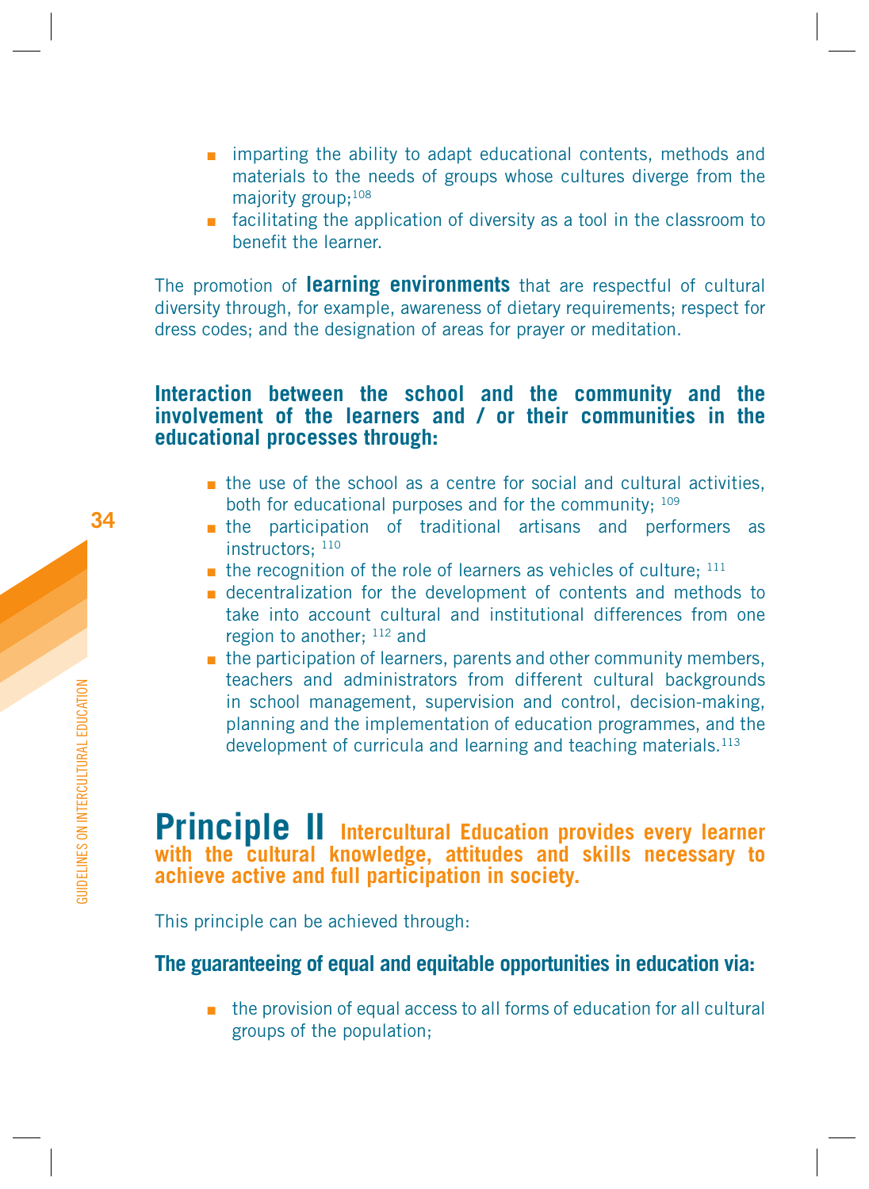- imparting the ability to adapt educational contents, methods and materials to the needs of groups whose cultures diverge from the majority group;[108]
- facilitating the application of diversity as a tool in the classroom to benefit the learner.

The promotion of **learning environments** that are respectful of cultural diversity through, for example, awareness of dietary requirements; respect for dress codes; and the designation of areas for prayer or meditation.

### Interaction between the school and the community and the involvement of the learners and / or their communities in the educational processes through:

- the use of the school as a centre for social and cultural activities, both for educational purposes and for the community; [109]
- the participation of traditional artisans and performers as instructors; [110]
- the recognition of the role of learners as vehicles of culture; [111]
- decentralization for the development of contents and methods to take into account cultural and institutional differences from one region to another; [112] and
- the participation of learners, parents and other community members, teachers and administrators from different cultural backgrounds in school management, supervision and control, decision-making, planning and the implementation of education programmes, and the development of curricula and learning and teaching materials.[113]

## Principle II **Intercultural Education provides every learner with the cultural knowledge, attitudes and skills necessary to achieve active and full participation in society.**

This principle can be achieved through:

### The guaranteeing of equal and equitable opportunities in education via:

- the provision of equal access to all forms of education for all cultural groups of the population;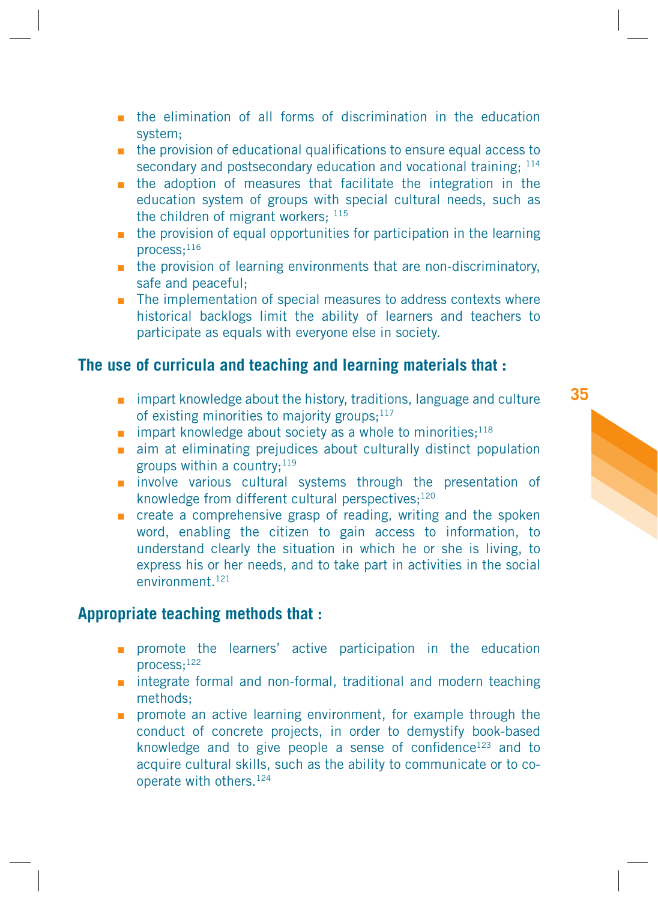- the elimination of all forms of discrimination in the education system;
- the provision of educational qualifications to ensure equal access to secondary and postsecondary education and vocational training; [114]
- the adoption of measures that facilitate the integration in the education system of groups with special cultural needs, such as the children of migrant workers; [115]
- the provision of equal opportunities for participation in the learning process;[116]
- the provision of learning environments that are non-discriminatory, safe and peaceful;
- The implementation of special measures to address contexts where historical backlogs limit the ability of learners and teachers to participate as equals with everyone else in society.

### The use of curricula and teaching and learning materials that :

- impart knowledge about the history, traditions, language and culture of existing minorities to majority groups;[117]
- impart knowledge about society as a whole to minorities;[118]
- aim at eliminating prejudices about culturally distinct population groups within a country;[119]
- involve various cultural systems through the presentation of knowledge from different cultural perspectives;[120]
- create a comprehensive grasp of reading, writing and the spoken word, enabling the citizen to gain access to information, to understand clearly the situation in which he or she is living, to express his or her needs, and to take part in activities in the social environment.[121]

### Appropriate teaching methods that :

- promote the learners' active participation in the education process;[122]
- integrate formal and non-formal, traditional and modern teaching methods;
- promote an active learning environment, for example through the conduct of concrete projects, in order to demystify book-based knowledge and to give people a sense of confidence[123] and to acquire cultural skills, such as the ability to communicate or to co-operate with others.[124]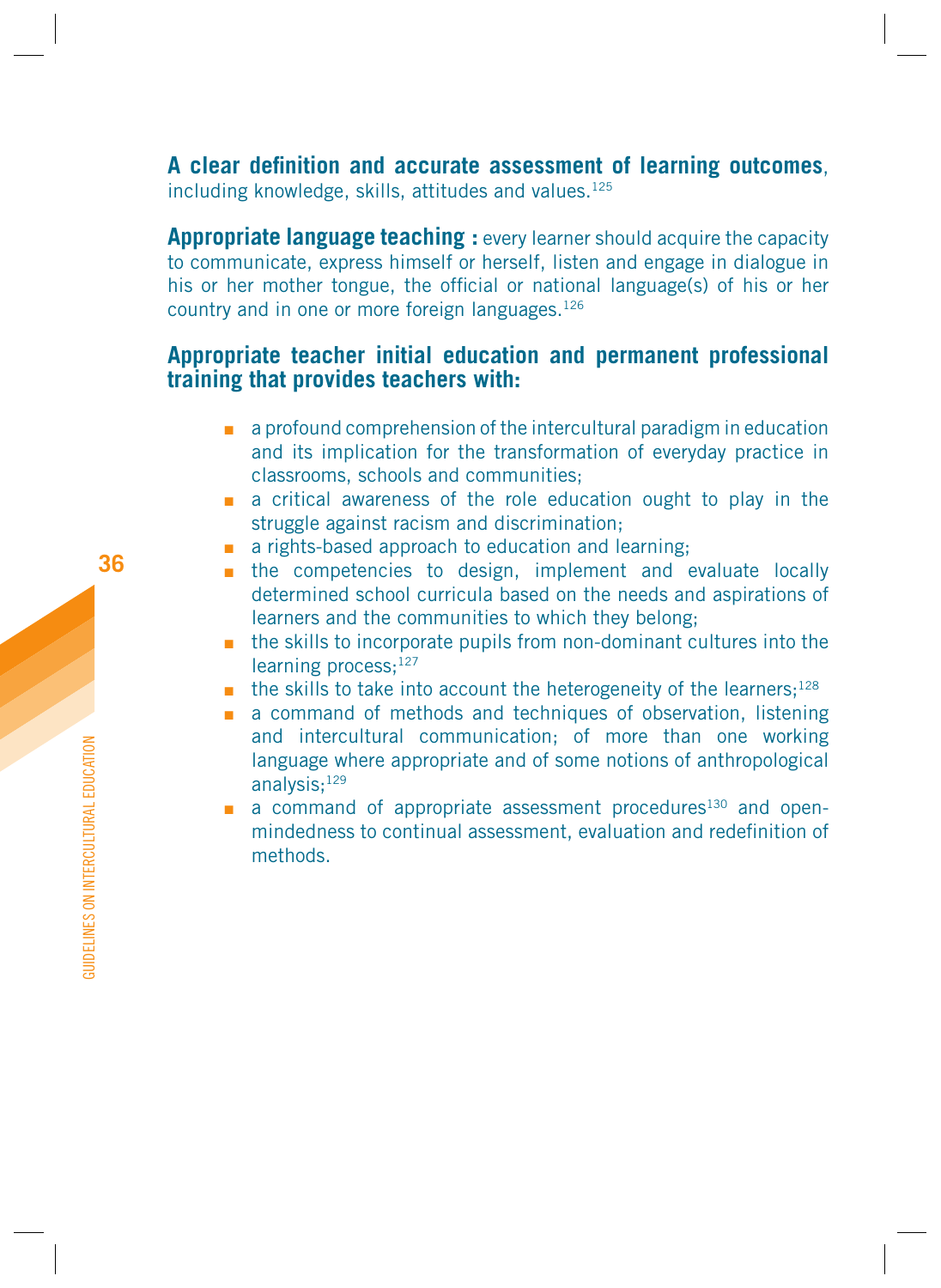**A clear definition and accurate assessment of learning outcomes**, including knowledge, skills, attitudes and values.[125]

**Appropriate language teaching :** every learner should acquire the capacity to communicate, express himself or herself, listen and engage in dialogue in his or her mother tongue, the official or national language(s) of his or her country and in one or more foreign languages.[126]

**Appropriate teacher initial education and permanent professional training that provides teachers with:**

- a profound comprehension of the intercultural paradigm in education and its implication for the transformation of everyday practice in classrooms, schools and communities;
- a critical awareness of the role education ought to play in the struggle against racism and discrimination;
- a rights-based approach to education and learning;
- the competencies to design, implement and evaluate locally determined school curricula based on the needs and aspirations of learners and the communities to which they belong;
- the skills to incorporate pupils from non-dominant cultures into the learning process;[127]
- the skills to take into account the heterogeneity of the learners;[128]
- a command of methods and techniques of observation, listening and intercultural communication; of more than one working language where appropriate and of some notions of anthropological analysis;[129]
- a command of appropriate assessment procedures[130] and open-mindedness to continual assessment, evaluation and redefinition of methods.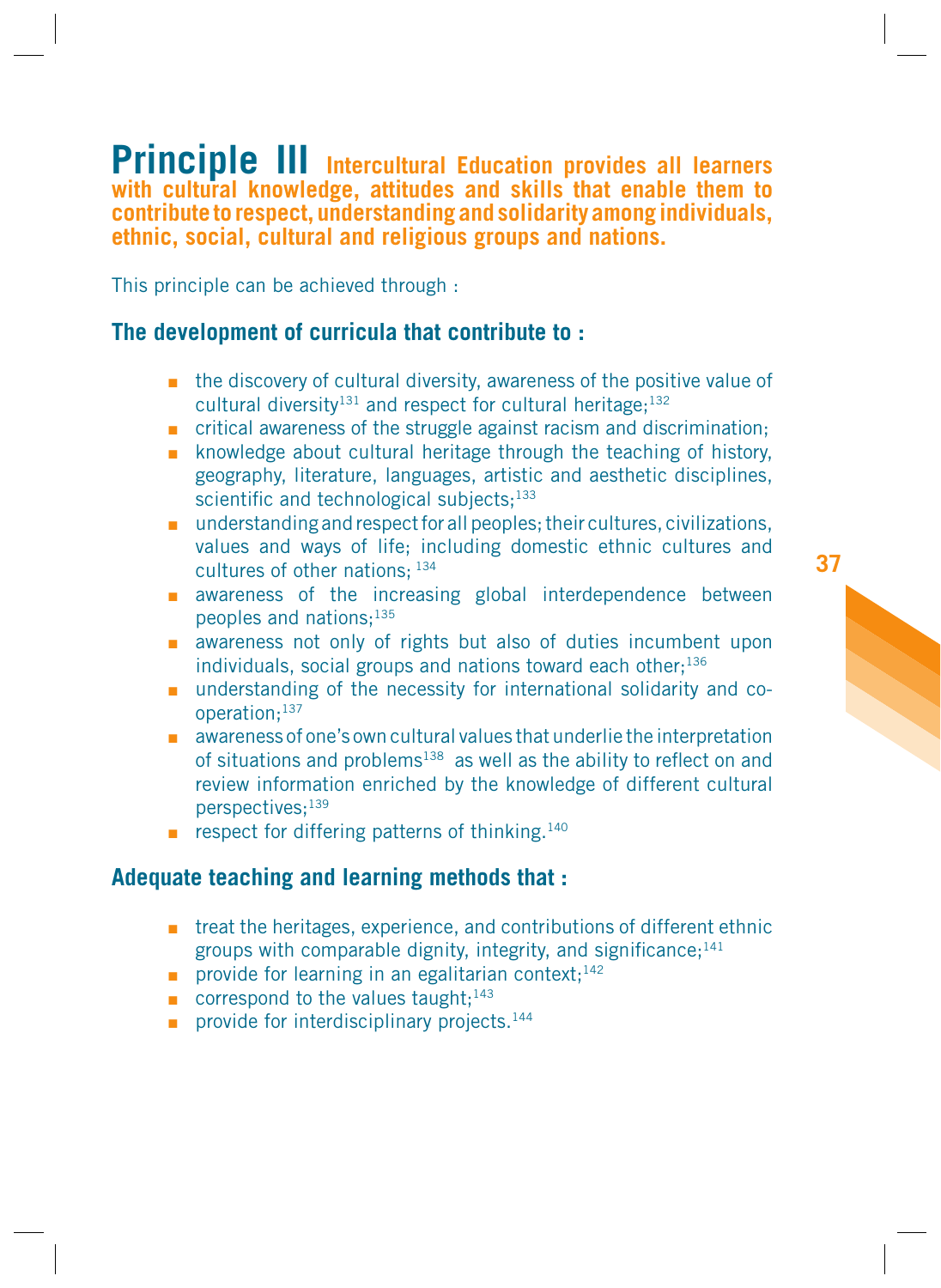## Principle III Intercultural Education provides all learners with cultural knowledge, attitudes and skills that enable them to contribute to respect, understanding and solidarity among individuals, ethnic, social, cultural and religious groups and nations.

This principle can be achieved through :

### The development of curricula that contribute to :

- the discovery of cultural diversity, awareness of the positive value of cultural diversity[131] and respect for cultural heritage;[132]
- critical awareness of the struggle against racism and discrimination;
- knowledge about cultural heritage through the teaching of history, geography, literature, languages, artistic and aesthetic disciplines, scientific and technological subjects;[133]
- understanding and respect for all peoples; their cultures, civilizations, values and ways of life; including domestic ethnic cultures and cultures of other nations; [134]
- awareness of the increasing global interdependence between peoples and nations;[135]
- awareness not only of rights but also of duties incumbent upon individuals, social groups and nations toward each other;[136]
- understanding of the necessity for international solidarity and co-operation;[137]
- awareness of one's own cultural values that underlie the interpretation of situations and problems[138] as well as the ability to reflect on and review information enriched by the knowledge of different cultural perspectives;[139]
- respect for differing patterns of thinking.[140]

### Adequate teaching and learning methods that :

- treat the heritages, experience, and contributions of different ethnic groups with comparable dignity, integrity, and significance;[141]
- provide for learning in an egalitarian context;[142]
- correspond to the values taught;[143]
- provide for interdisciplinary projects.[144]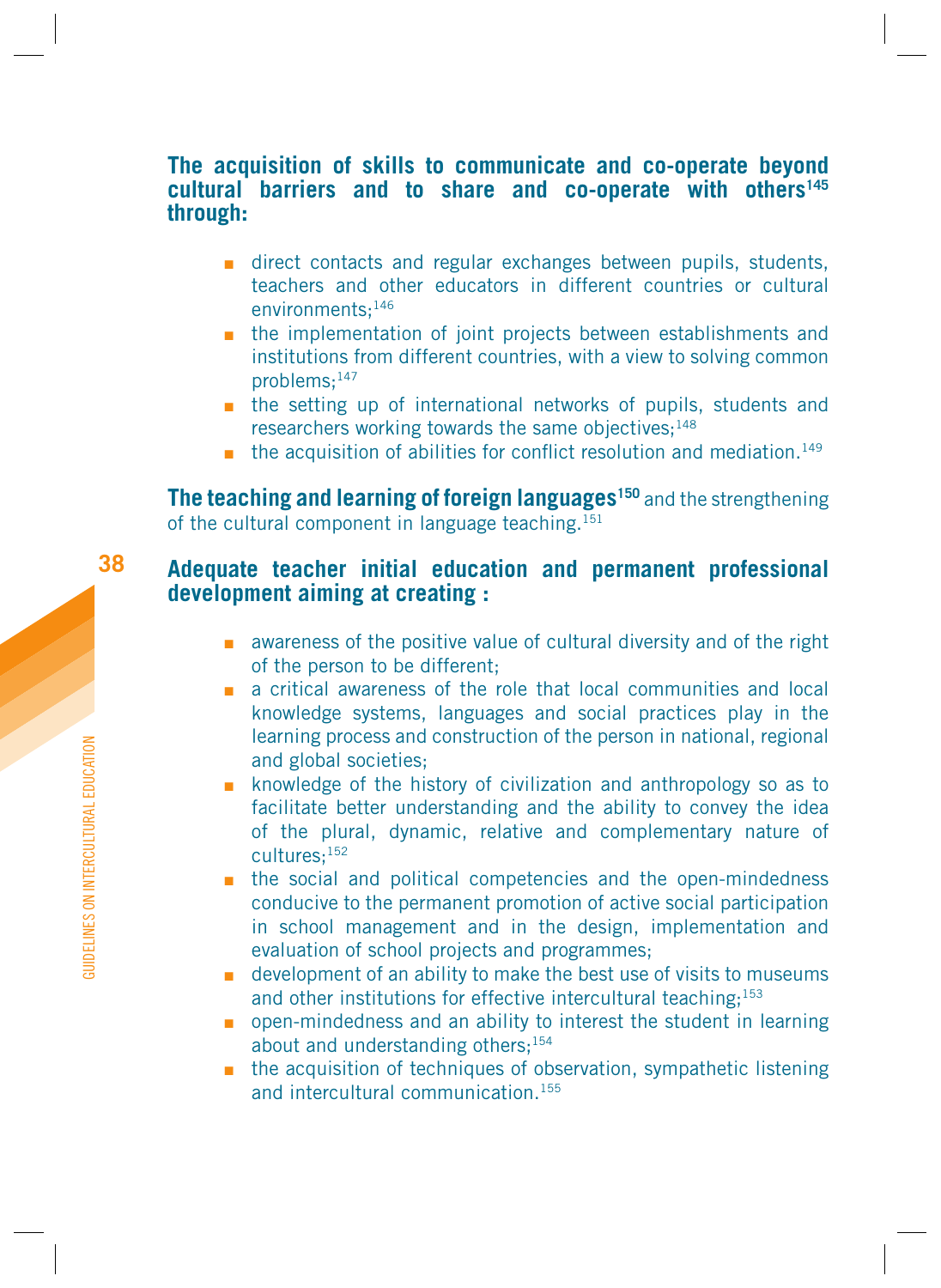**The acquisition of skills to communicate and co-operate beyond cultural barriers and to share and co-operate with others[145] through:**

- direct contacts and regular exchanges between pupils, students, teachers and other educators in different countries or cultural environments;[146]
- the implementation of joint projects between establishments and institutions from different countries, with a view to solving common problems;[147]
- the setting up of international networks of pupils, students and researchers working towards the same objectives;[148]
- the acquisition of abilities for conflict resolution and mediation.[149]

**The teaching and learning of foreign languages[150]** and the strengthening of the cultural component in language teaching.[151]

**Adequate teacher initial education and permanent professional development aiming at creating :**

- awareness of the positive value of cultural diversity and of the right of the person to be different;
- a critical awareness of the role that local communities and local knowledge systems, languages and social practices play in the learning process and construction of the person in national, regional and global societies;
- knowledge of the history of civilization and anthropology so as to facilitate better understanding and the ability to convey the idea of the plural, dynamic, relative and complementary nature of cultures;[152]
- the social and political competencies and the open-mindedness conducive to the permanent promotion of active social participation in school management and in the design, implementation and evaluation of school projects and programmes;
- development of an ability to make the best use of visits to museums and other institutions for effective intercultural teaching;[153]
- open-mindedness and an ability to interest the student in learning about and understanding others;[154]
- the acquisition of techniques of observation, sympathetic listening and intercultural communication.[155]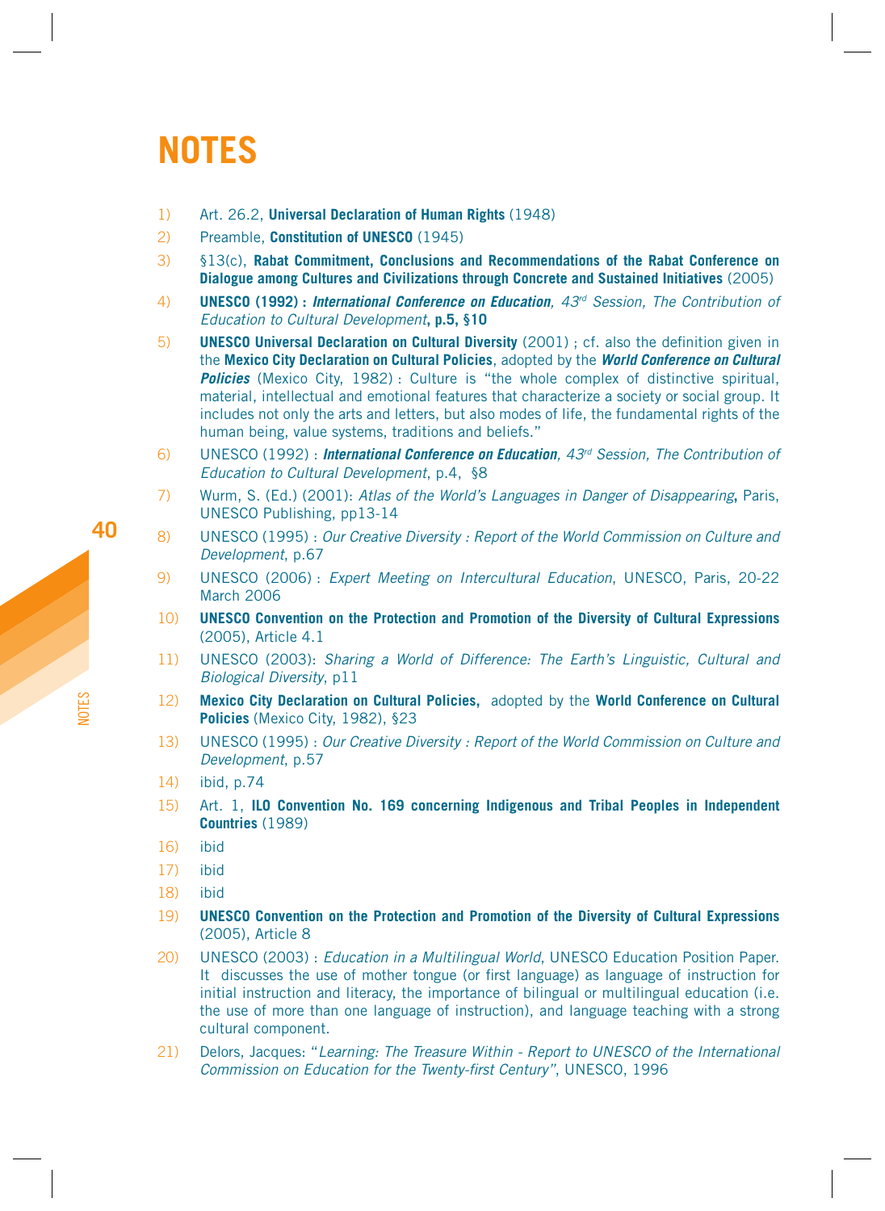# NOTES

1) Art. 26.2, **Universal Declaration of Human Rights** (1948)

2) Preamble, **Constitution of UNESCO** (1945)

3) §13(c), **Rabat Commitment, Conclusions and Recommendations of the Rabat Conference on Dialogue among Cultures and Civilizations through Concrete and Sustained Initiatives** (2005)

4) **UNESCO (1992) :** ***International Conference on Education****, 43rd Session, The Contribution of Education to Cultural Development*, **p.5, §10**

5) **UNESCO Universal Declaration on Cultural Diversity** (2001) ; cf. also the definition given in the **Mexico City Declaration on Cultural Policies**, adopted by the ***World Conference on Cultural Policies*** (Mexico City, 1982) : Culture is "the whole complex of distinctive spiritual, material, intellectual and emotional features that characterize a society or social group. It includes not only the arts and letters, but also modes of life, the fundamental rights of the human being, value systems, traditions and beliefs."

6) UNESCO (1992) : ***International Conference on Education****, 43rd Session, The Contribution of Education to Cultural Development*, p.4, §8

7) Wurm, S. (Ed.) (2001): *Atlas of the World's Languages in Danger of Disappearing***,** Paris, UNESCO Publishing, pp13-14

8) UNESCO (1995) : *Our Creative Diversity : Report of the World Commission on Culture and Development*, p.67

9) UNESCO (2006) : *Expert Meeting on Intercultural Education*, UNESCO, Paris, 20-22 March 2006

10) **UNESCO Convention on the Protection and Promotion of the Diversity of Cultural Expressions** (2005), Article 4.1

11) UNESCO (2003): *Sharing a World of Difference: The Earth's Linguistic, Cultural and Biological Diversity*, p11

12) **Mexico City Declaration on Cultural Policies,** adopted by the **World Conference on Cultural Policies** (Mexico City, 1982), §23

13) UNESCO (1995) : *Our Creative Diversity : Report of the World Commission on Culture and Development*, p.57

14) ibid, p.74

15) Art. 1, **ILO Convention No. 169 concerning Indigenous and Tribal Peoples in Independent Countries** (1989)

16) ibid

17) ibid

18) ibid

19) **UNESCO Convention on the Protection and Promotion of the Diversity of Cultural Expressions** (2005), Article 8

20) UNESCO (2003) : *Education in a Multilingual World*, UNESCO Education Position Paper. It discusses the use of mother tongue (or first language) as language of instruction for initial instruction and literacy, the importance of bilingual or multilingual education (i.e. the use of more than one language of instruction), and language teaching with a strong cultural component.

21) Delors, Jacques: "*Learning: The Treasure Within - Report to UNESCO of the International Commission on Education for the Twenty-first Century*", UNESCO, 1996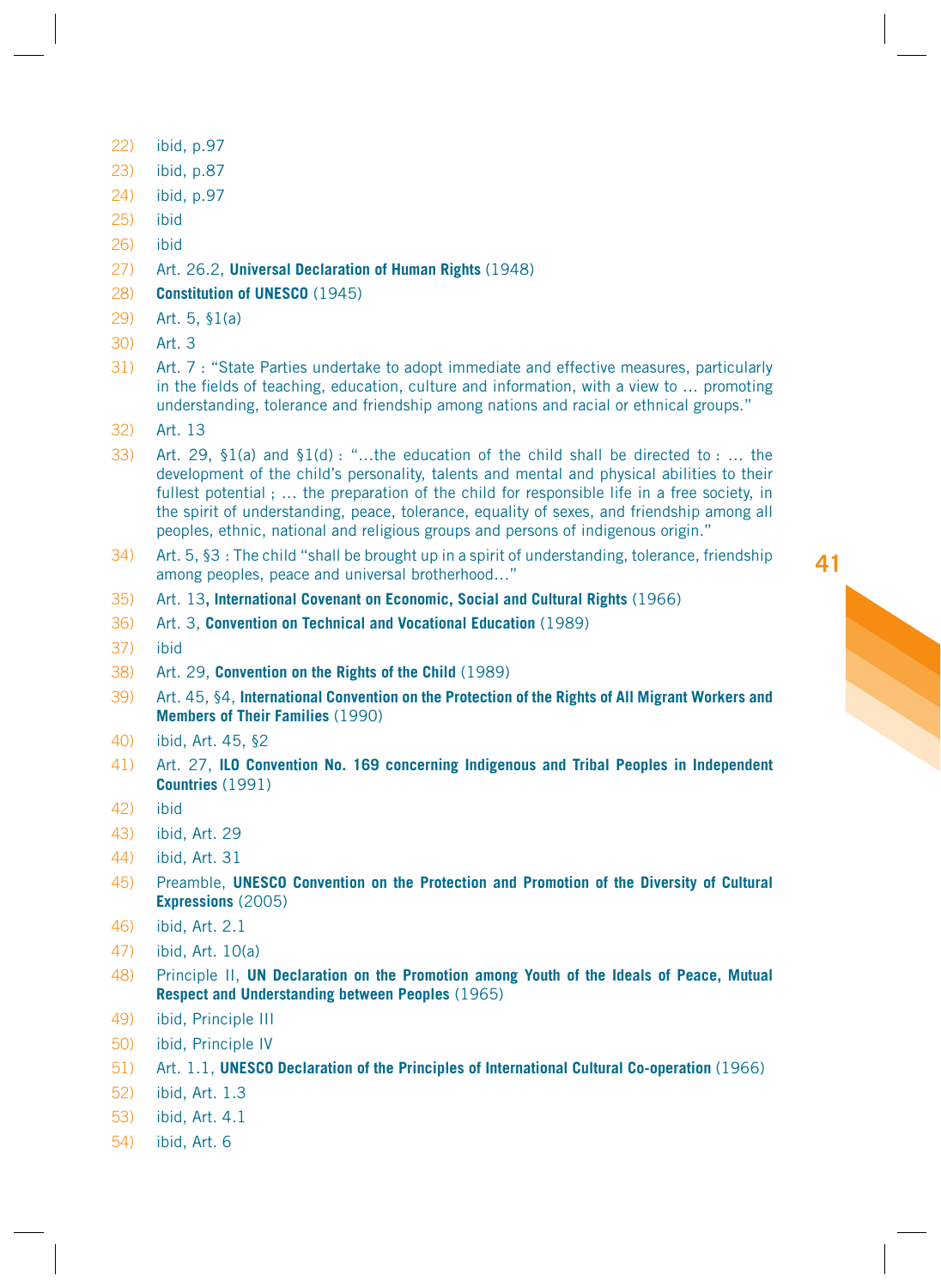22) ibid, p.97

23) ibid, p.87

24) ibid, p.97

25) ibid

26) ibid

27) Art. 26.2, **Universal Declaration of Human Rights** (1948)

28) **Constitution of UNESCO** (1945)

29) Art. 5, §1(a)

30) Art. 3

31) Art. 7 : "State Parties undertake to adopt immediate and effective measures, particularly in the fields of teaching, education, culture and information, with a view to … promoting understanding, tolerance and friendship among nations and racial or ethnical groups."

32) Art. 13

33) Art. 29, §1(a) and §1(d) : "…the education of the child shall be directed to : … the development of the child's personality, talents and mental and physical abilities to their fullest potential ; … the preparation of the child for responsible life in a free society, in the spirit of understanding, peace, tolerance, equality of sexes, and friendship among all peoples, ethnic, national and religious groups and persons of indigenous origin."

34) Art. 5, §3 : The child "shall be brought up in a spirit of understanding, tolerance, friendship among peoples, peace and universal brotherhood…"

35) Art. 13**, International Covenant on Economic, Social and Cultural Rights** (1966)

36) Art. 3, **Convention on Technical and Vocational Education** (1989)

37) ibid

38) Art. 29, **Convention on the Rights of the Child** (1989)

39) Art. 45, §4, **International Convention on the Protection of the Rights of All Migrant Workers and Members of Their Families** (1990)

40) ibid, Art. 45, §2

41) Art. 27, **ILO Convention No. 169 concerning Indigenous and Tribal Peoples in Independent Countries** (1991)

42) ibid

43) ibid, Art. 29

44) ibid, Art. 31

45) Preamble, **UNESCO Convention on the Protection and Promotion of the Diversity of Cultural Expressions** (2005)

46) ibid, Art. 2.1

47) ibid, Art. 10(a)

48) Principle II, **UN Declaration on the Promotion among Youth of the Ideals of Peace, Mutual Respect and Understanding between Peoples** (1965)

49) ibid, Principle III

50) ibid, Principle IV

51) Art. 1.1, **UNESCO Declaration of the Principles of International Cultural Co-operation** (1966)

52) ibid, Art. 1.3

53) ibid, Art. 4.1

54) ibid, Art. 6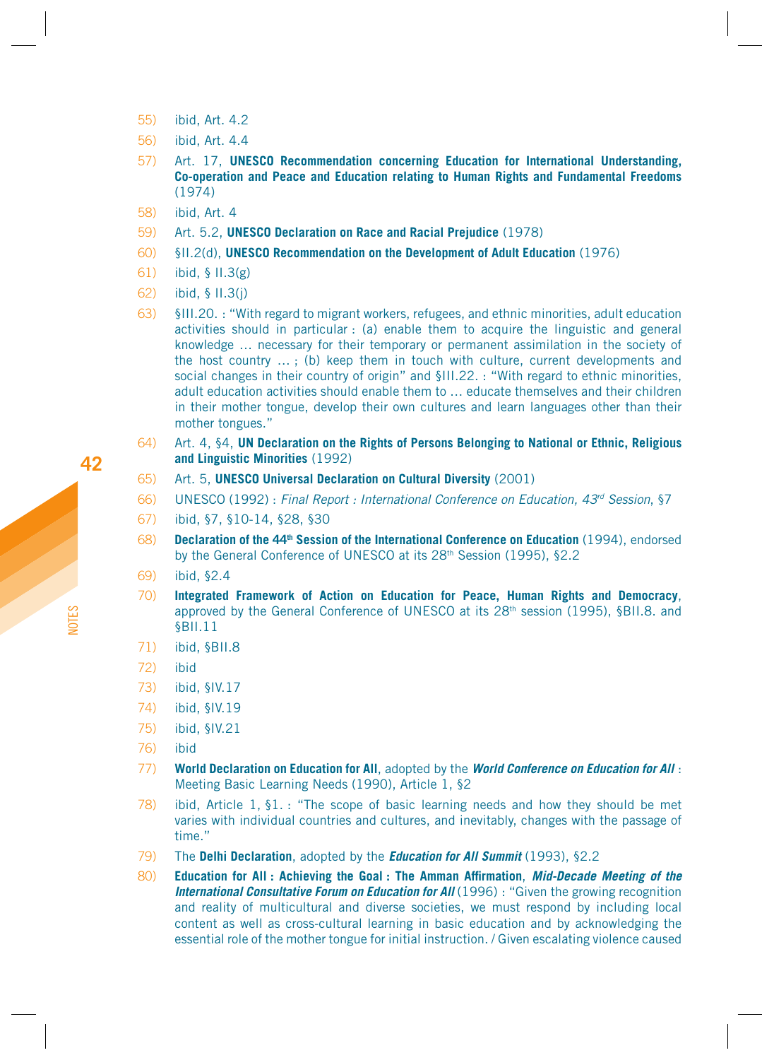55) ibid, Art. 4.2

56) ibid, Art. 4.4

57) Art. 17, **UNESCO Recommendation concerning Education for International Understanding, Co-operation and Peace and Education relating to Human Rights and Fundamental Freedoms** (1974)

58) ibid, Art. 4

59) Art. 5.2, **UNESCO Declaration on Race and Racial Prejudice** (1978)

60) §II.2(d), **UNESCO Recommendation on the Development of Adult Education** (1976)

61) ibid, § II.3(g)

62) ibid, § II.3(j)

63) §III.20. : "With regard to migrant workers, refugees, and ethnic minorities, adult education activities should in particular : (a) enable them to acquire the linguistic and general knowledge … necessary for their temporary or permanent assimilation in the society of the host country … ; (b) keep them in touch with culture, current developments and social changes in their country of origin" and §III.22. : "With regard to ethnic minorities, adult education activities should enable them to … educate themselves and their children in their mother tongue, develop their own cultures and learn languages other than their mother tongues."

64) Art. 4, §4, **UN Declaration on the Rights of Persons Belonging to National or Ethnic, Religious and Linguistic Minorities** (1992)

65) Art. 5, **UNESCO Universal Declaration on Cultural Diversity** (2001)

66) UNESCO (1992) : *Final Report : International Conference on Education, 43rd Session*, §7

67) ibid, §7, §10-14, §28, §30

68) **Declaration of the 44th Session of the International Conference on Education** (1994), endorsed by the General Conference of UNESCO at its 28th Session (1995), §2.2

69) ibid, §2.4

70) **Integrated Framework of Action on Education for Peace, Human Rights and Democracy**, approved by the General Conference of UNESCO at its 28th session (1995), §BII.8. and §BII.11

71) ibid, §BII.8

72) ibid

73) ibid, §IV.17

74) ibid, §IV.19

75) ibid, §IV.21

76) ibid

77) **World Declaration on Education for All**, adopted by the ***World Conference on Education for All*** : Meeting Basic Learning Needs (1990), Article 1, §2

78) ibid, Article 1, §1. : "The scope of basic learning needs and how they should be met varies with individual countries and cultures, and inevitably, changes with the passage of time."

79) The **Delhi Declaration**, adopted by the ***Education for All Summit*** (1993), §2.2

80) **Education for All : Achieving the Goal : The Amman Affirmation**, ***Mid-Decade Meeting of the International Consultative Forum on Education for All*** (1996) : "Given the growing recognition and reality of multicultural and diverse societies, we must respond by including local content as well as cross-cultural learning in basic education and by acknowledging the essential role of the mother tongue for initial instruction. / Given escalating violence caused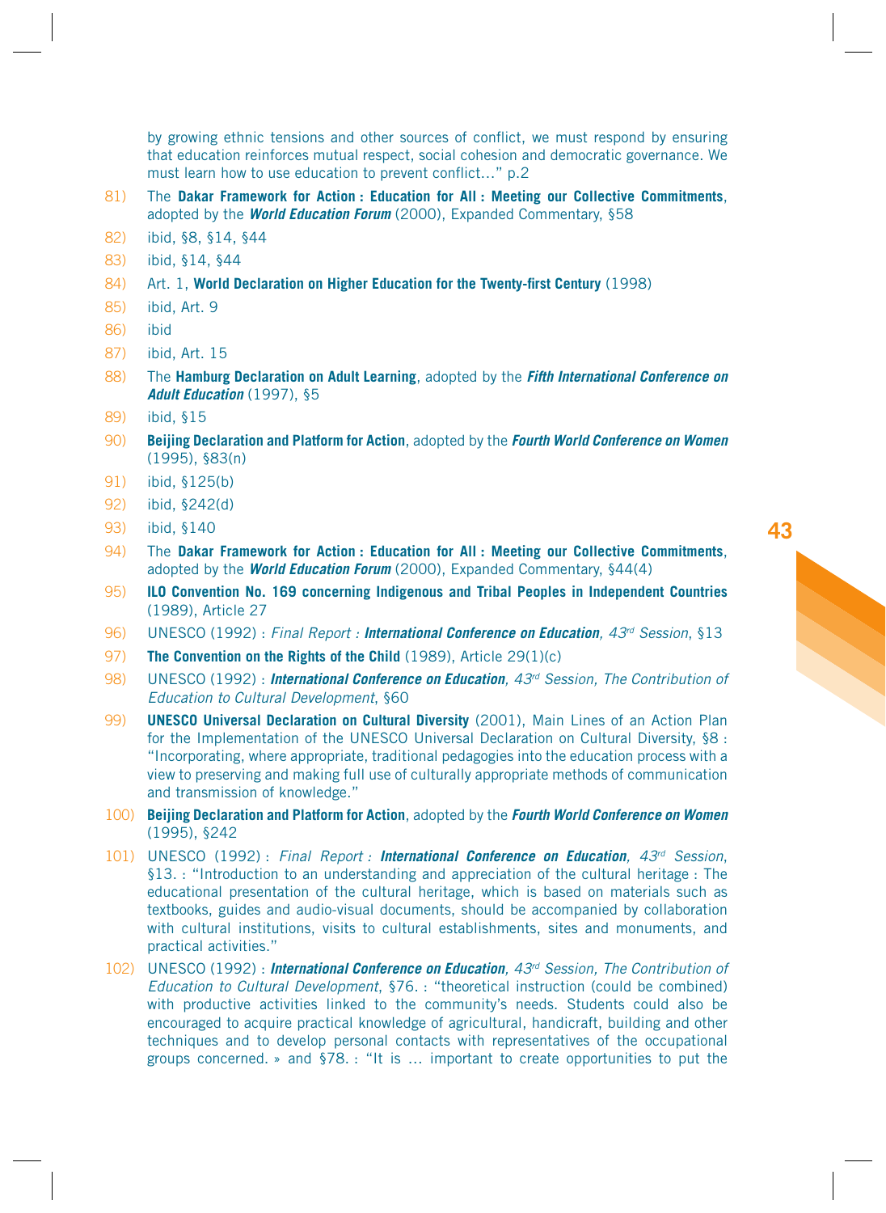by growing ethnic tensions and other sources of conflict, we must respond by ensuring that education reinforces mutual respect, social cohesion and democratic governance. We must learn how to use education to prevent conflict…" p.2

81) The **Dakar Framework for Action : Education for All : Meeting our Collective Commitments**, adopted by the ***World Education Forum*** (2000), Expanded Commentary, §58

82) ibid, §8, §14, §44

83) ibid, §14, §44

84) Art. 1, **World Declaration on Higher Education for the Twenty-first Century** (1998)

85) ibid, Art. 9

86) ibid

87) ibid, Art. 15

88) The **Hamburg Declaration on Adult Learning**, adopted by the ***Fifth International Conference on Adult Education*** (1997), §5

89) ibid, §15

90) **Beijing Declaration and Platform for Action**, adopted by the ***Fourth World Conference on Women*** (1995), §83(n)

91) ibid, §125(b)

92) ibid, §242(d)

93) ibid, §140

94) The **Dakar Framework for Action : Education for All : Meeting our Collective Commitments**, adopted by the ***World Education Forum*** (2000), Expanded Commentary, §44(4)

95) **ILO Convention No. 169 concerning Indigenous and Tribal Peoples in Independent Countries** (1989), Article 27

96) UNESCO (1992) : *Final Report :* ***International Conference on Education****, 43rd Session*, §13

97) **The Convention on the Rights of the Child** (1989), Article 29(1)(c)

98) UNESCO (1992) : ***International Conference on Education****, 43rd Session, The Contribution of Education to Cultural Development*, §60

99) **UNESCO Universal Declaration on Cultural Diversity** (2001), Main Lines of an Action Plan for the Implementation of the UNESCO Universal Declaration on Cultural Diversity, §8 : "Incorporating, where appropriate, traditional pedagogies into the education process with a view to preserving and making full use of culturally appropriate methods of communication and transmission of knowledge."

100) **Beijing Declaration and Platform for Action**, adopted by the ***Fourth World Conference on Women*** (1995), §242

101) UNESCO (1992) : *Final Report :* ***International Conference on Education****, 43rd Session*, §13. : "Introduction to an understanding and appreciation of the cultural heritage : The educational presentation of the cultural heritage, which is based on materials such as textbooks, guides and audio-visual documents, should be accompanied by collaboration with cultural institutions, visits to cultural establishments, sites and monuments, and practical activities."

102) UNESCO (1992) : ***International Conference on Education****, 43rd Session, The Contribution of Education to Cultural Development*, §76. : "theoretical instruction (could be combined) with productive activities linked to the community's needs. Students could also be encouraged to acquire practical knowledge of agricultural, handicraft, building and other techniques and to develop personal contacts with representatives of the occupational groups concerned. » and §78. : "It is … important to create opportunities to put the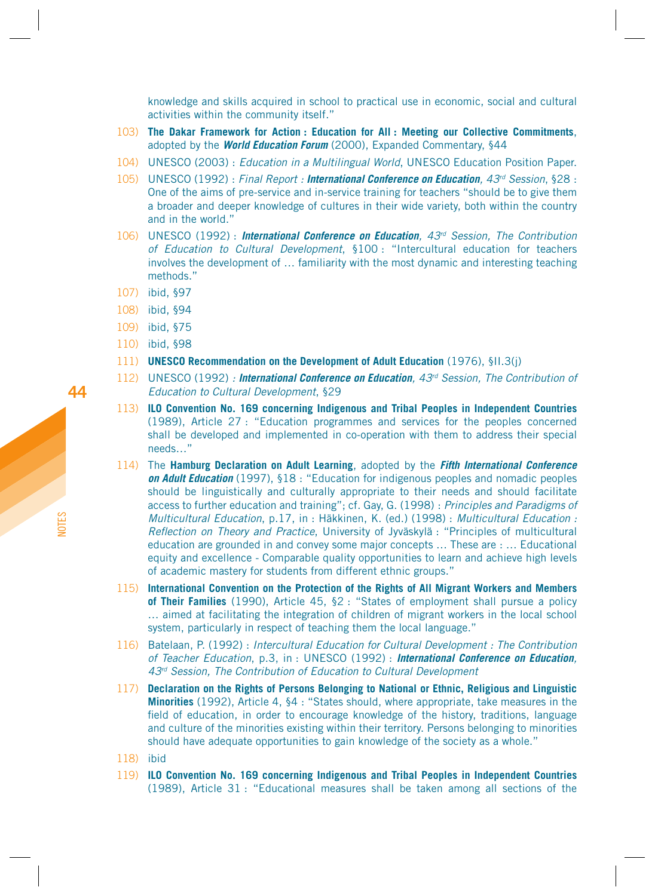knowledge and skills acquired in school to practical use in economic, social and cultural activities within the community itself."

103) **The Dakar Framework for Action : Education for All : Meeting our Collective Commitments**, adopted by the ***World Education Forum*** (2000), Expanded Commentary, §44

104) UNESCO (2003) : *Education in a Multilingual World*, UNESCO Education Position Paper.

105) UNESCO (1992) : *Final Report :* ***International Conference on Education****, 43rd Session*, §28 : One of the aims of pre-service and in-service training for teachers "should be to give them a broader and deeper knowledge of cultures in their wide variety, both within the country and in the world."

106) UNESCO (1992) : ***International Conference on Education****, 43rd Session, The Contribution of Education to Cultural Development*, §100 : "Intercultural education for teachers involves the development of … familiarity with the most dynamic and interesting teaching methods."

107) ibid, §97

108) ibid, §94

109) ibid, §75

110) ibid, §98

111) **UNESCO Recommendation on the Development of Adult Education** (1976), §II.3(j)

112) UNESCO (1992) *:* ***International Conference on Education****, 43rd Session, The Contribution of Education to Cultural Development*, §29

113) **ILO Convention No. 169 concerning Indigenous and Tribal Peoples in Independent Countries** (1989), Article 27 : "Education programmes and services for the peoples concerned shall be developed and implemented in co-operation with them to address their special needs…"

114) The **Hamburg Declaration on Adult Learning**, adopted by the ***Fifth International Conference on Adult Education*** (1997), §18 : "Education for indigenous peoples and nomadic peoples should be linguistically and culturally appropriate to their needs and should facilitate access to further education and training"; cf. Gay, G. (1998) : *Principles and Paradigms of Multicultural Education*, p.17, in : Häkkinen, K. (ed.) (1998) : *Multicultural Education : Reflection on Theory and Practice*, University of Jyväskylä : "Principles of multicultural education are grounded in and convey some major concepts … These are : … Educational equity and excellence - Comparable quality opportunities to learn and achieve high levels of academic mastery for students from different ethnic groups."

115) **International Convention on the Protection of the Rights of All Migrant Workers and Members of Their Families** (1990), Article 45, §2 : "States of employment shall pursue a policy … aimed at facilitating the integration of children of migrant workers in the local school system, particularly in respect of teaching them the local language."

116) Batelaan, P. (1992) : *Intercultural Education for Cultural Development : The Contribution of Teacher Education*, p.3, in : UNESCO (1992) : ***International Conference on Education****, 43rd Session, The Contribution of Education to Cultural Development*

117) **Declaration on the Rights of Persons Belonging to National or Ethnic, Religious and Linguistic Minorities** (1992), Article 4, §4 : "States should, where appropriate, take measures in the field of education, in order to encourage knowledge of the history, traditions, language and culture of the minorities existing within their territory. Persons belonging to minorities should have adequate opportunities to gain knowledge of the society as a whole."

118) ibid

119) **ILO Convention No. 169 concerning Indigenous and Tribal Peoples in Independent Countries** (1989), Article 31 : "Educational measures shall be taken among all sections of the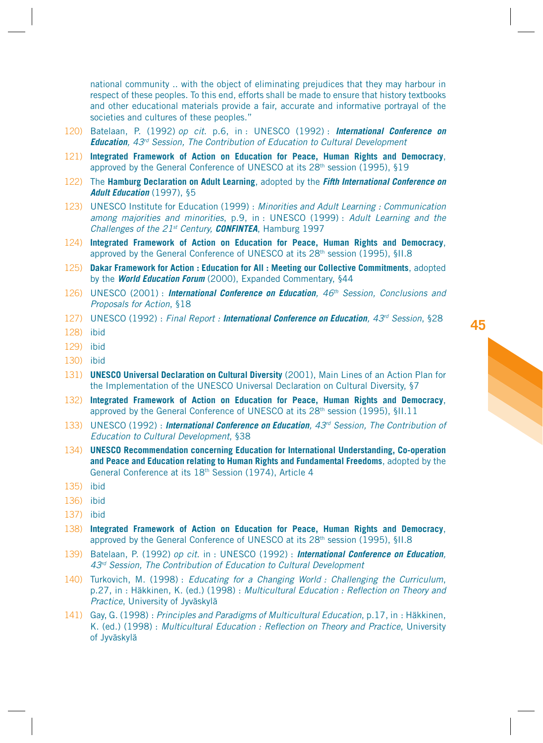national community .. with the object of eliminating prejudices that they may harbour in respect of these peoples. To this end, efforts shall be made to ensure that history textbooks and other educational materials provide a fair, accurate and informative portrayal of the societies and cultures of these peoples."

120) Batelaan, P. (1992) *op cit.* p.6, in : UNESCO (1992) : ***International Conference on Education**, 43rd Session, The Contribution of Education to Cultural Development*

121) **Integrated Framework of Action on Education for Peace, Human Rights and Democracy**, approved by the General Conference of UNESCO at its 28th session (1995), §19

122) The **Hamburg Declaration on Adult Learning**, adopted by the ***Fifth International Conference on Adult Education*** (1997), §5

123) UNESCO Institute for Education (1999) : *Minorities and Adult Learning : Communication among majorities and minorities*, p.9, in : UNESCO (1999) : *Adult Learning and the Challenges of the 21st Century,* ***CONFINTEA***, Hamburg 1997

124) **Integrated Framework of Action on Education for Peace, Human Rights and Democracy**, approved by the General Conference of UNESCO at its 28th session (1995), §II.8

125) **Dakar Framework for Action : Education for All : Meeting our Collective Commitments**, adopted by the ***World Education Forum*** (2000), Expanded Commentary, §44

126) UNESCO (2001) : ***International Conference on Education**, 46th Session, Conclusions and Proposals for Action*, §18

127) UNESCO (1992) : *Final Report :* ***International Conference on Education**, 43rd Session*, §28

128) ibid

129) ibid

130) ibid

131) **UNESCO Universal Declaration on Cultural Diversity** (2001), Main Lines of an Action Plan for the Implementation of the UNESCO Universal Declaration on Cultural Diversity, §7

132) **Integrated Framework of Action on Education for Peace, Human Rights and Democracy**, approved by the General Conference of UNESCO at its 28th session (1995), §II.11

133) UNESCO (1992) : ***International Conference on Education**, 43rd Session, The Contribution of Education to Cultural Development*, §38

134) **UNESCO Recommendation concerning Education for International Understanding, Co-operation and Peace and Education relating to Human Rights and Fundamental Freedoms**, adopted by the General Conference at its 18th Session (1974), Article 4

135) ibid

136) ibid

137) ibid

138) **Integrated Framework of Action on Education for Peace, Human Rights and Democracy**, approved by the General Conference of UNESCO at its 28th session (1995), §II.8

139) Batelaan, P. (1992) *op cit.* in : UNESCO (1992) : ***International Conference on Education**, 43rd Session, The Contribution of Education to Cultural Development*

140) Turkovich, M. (1998) : *Educating for a Changing World : Challenging the Curriculum*, p.27, in : Häkkinen, K. (ed.) (1998) : *Multicultural Education : Reflection on Theory and Practice*, University of Jyväskylä

141) Gay, G. (1998) : *Principles and Paradigms of Multicultural Education*, p.17, in : Häkkinen, K. (ed.) (1998) : *Multicultural Education : Reflection on Theory and Practice*, University of Jyväskylä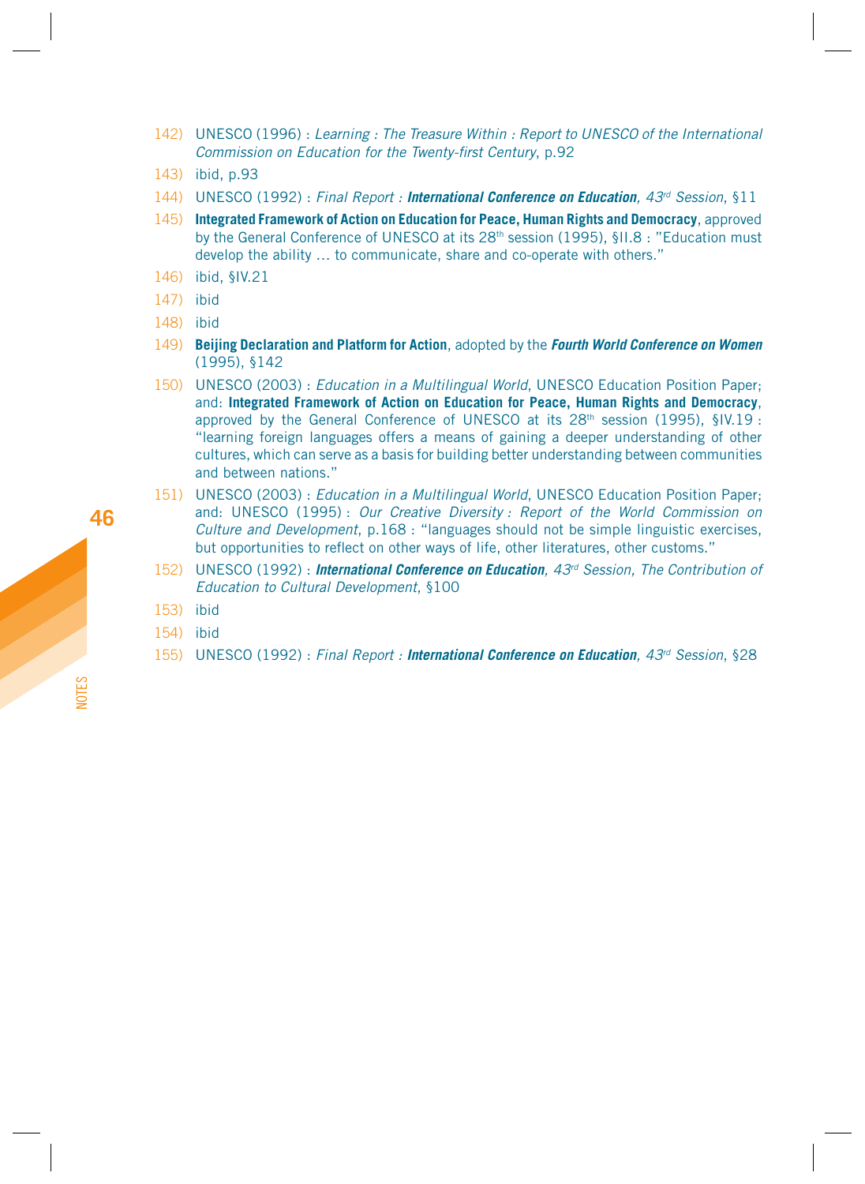142) UNESCO (1996) : *Learning : The Treasure Within : Report to UNESCO of the International Commission on Education for the Twenty-first Century*, p.92

143) ibid, p.93

144) UNESCO (1992) : *Final Report :* ***International Conference on Education****, 43rd Session*, §11

145) **Integrated Framework of Action on Education for Peace, Human Rights and Democracy**, approved by the General Conference of UNESCO at its 28th session (1995), §II.8 : "Education must develop the ability … to communicate, share and co-operate with others."

146) ibid, §IV.21

147) ibid

148) ibid

149) **Beijing Declaration and Platform for Action**, adopted by the ***Fourth World Conference on Women*** (1995), §142

150) UNESCO (2003) : *Education in a Multilingual World*, UNESCO Education Position Paper; and: **Integrated Framework of Action on Education for Peace, Human Rights and Democracy**, approved by the General Conference of UNESCO at its 28th session (1995), §IV.19 : "learning foreign languages offers a means of gaining a deeper understanding of other cultures, which can serve as a basis for building better understanding between communities and between nations."

151) UNESCO (2003) : *Education in a Multilingual World*, UNESCO Education Position Paper; and: UNESCO (1995) : *Our Creative Diversity : Report of the World Commission on Culture and Development*, p.168 : "languages should not be simple linguistic exercises, but opportunities to reflect on other ways of life, other literatures, other customs."

152) UNESCO (1992) : ***International Conference on Education****, 43rd Session, The Contribution of Education to Cultural Development*, §100

153) ibid

154) ibid

155) UNESCO (1992) : *Final Report :* ***International Conference on Education****, 43rd Session*, §28